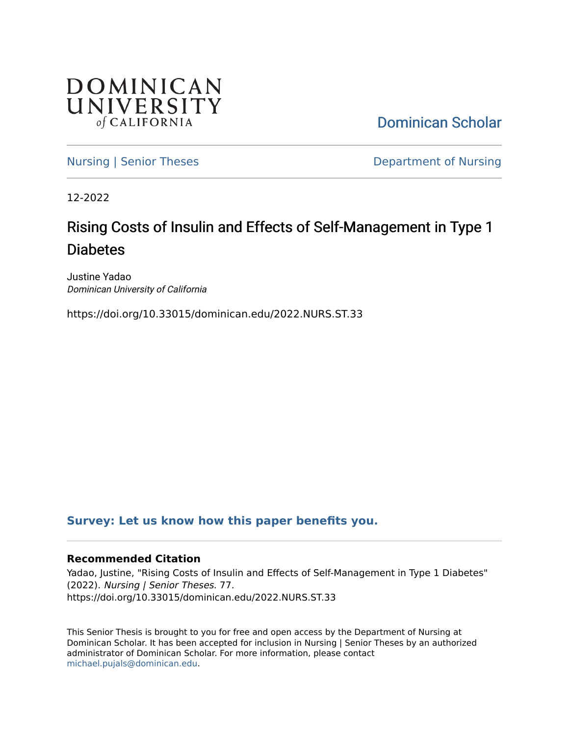DOMINICAN UNIVERSITY of CALIFORNIA

Dominican Scholar

Nursing | Senior Theses

Department of Nursing

12-2022

# Rising Costs of Insulin and Effects of Self-Management in Type 1 Diabetes

Justine Yadao
*Dominican University of California*

https://doi.org/10.33015/dominican.edu/2022.NURS.ST.33

**Survey: Let us know how this paper benefits you.**

### Recommended Citation

Yadao, Justine, "Rising Costs of Insulin and Effects of Self-Management in Type 1 Diabetes" (2022). *Nursing | Senior Theses*. 77.
https://doi.org/10.33015/dominican.edu/2022.NURS.ST.33

This Senior Thesis is brought to you for free and open access by the Department of Nursing at Dominican Scholar. It has been accepted for inclusion in Nursing | Senior Theses by an authorized administrator of Dominican Scholar. For more information, please contact michael.pujals@dominican.edu.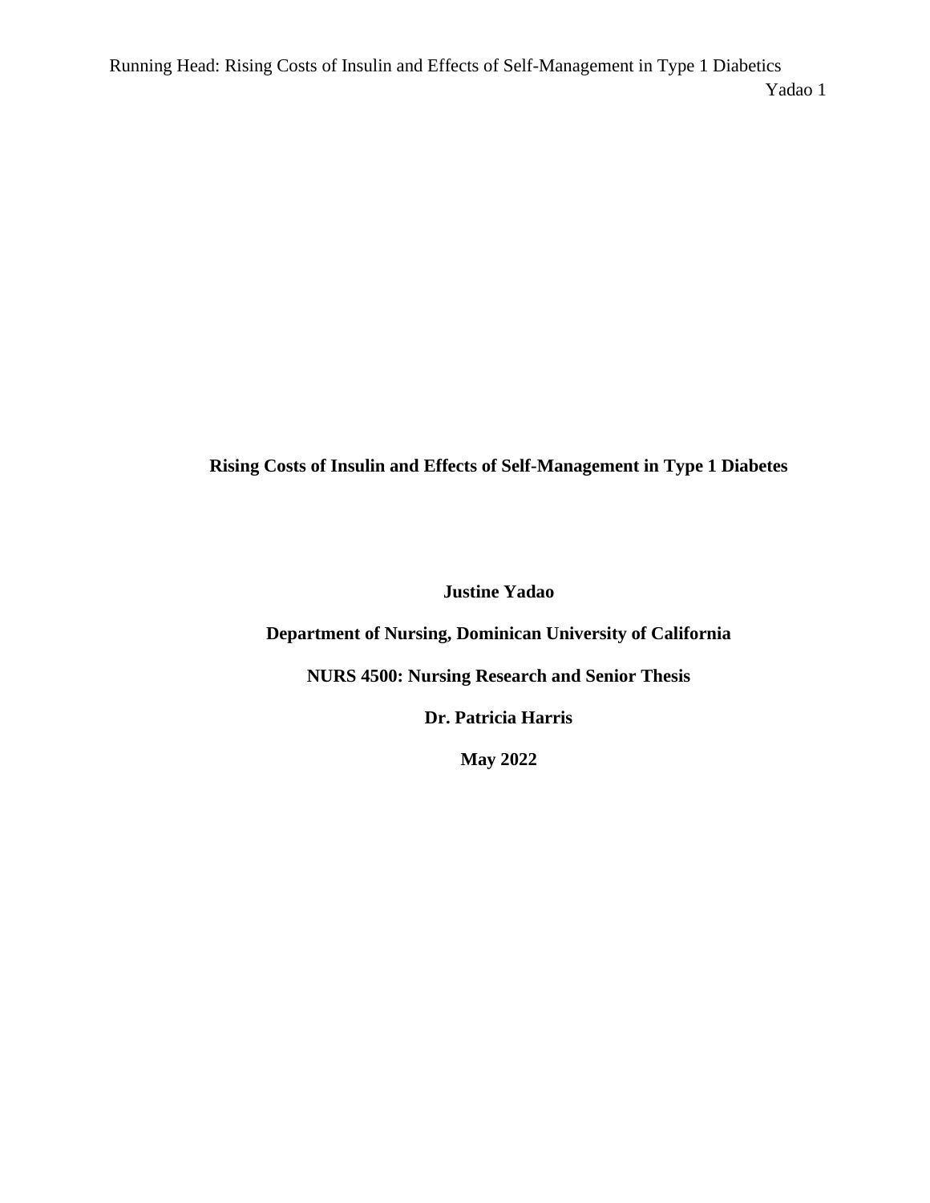**Rising Costs of Insulin and Effects of Self-Management in Type 1 Diabetes**

**Justine Yadao**

**Department of Nursing, Dominican University of California**

**NURS 4500: Nursing Research and Senior Thesis**

**Dr. Patricia Harris**

**May 2022**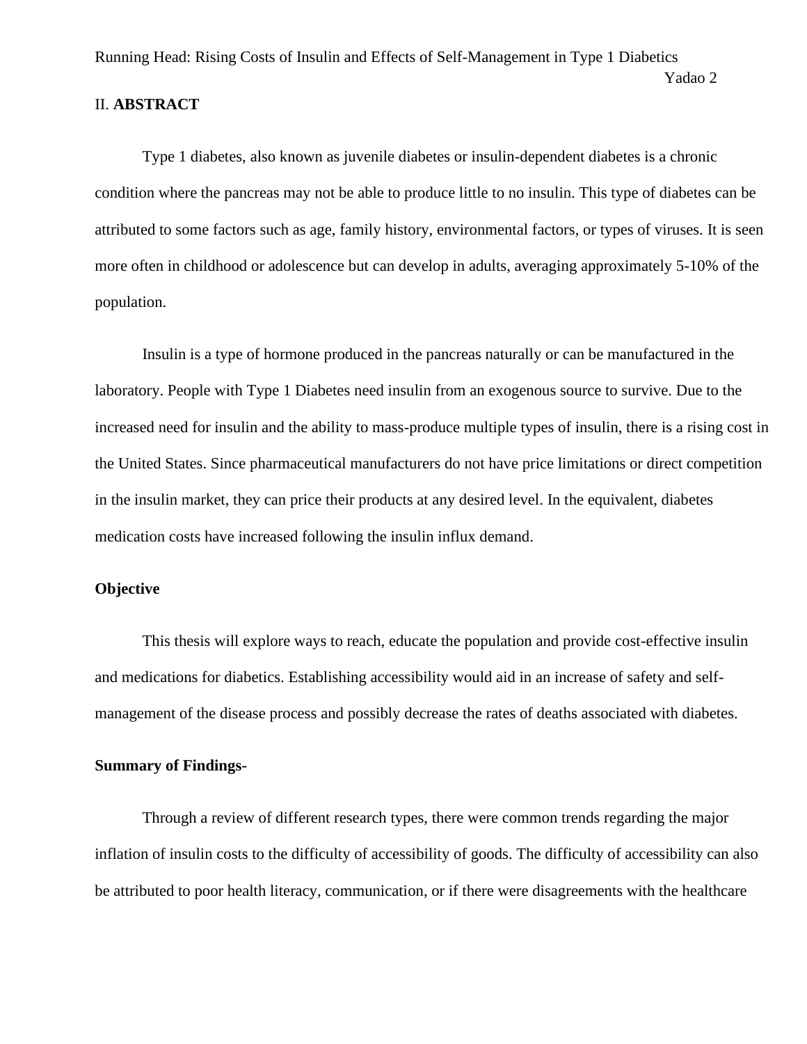## II. **ABSTRACT**

Type 1 diabetes, also known as juvenile diabetes or insulin-dependent diabetes is a chronic condition where the pancreas may not be able to produce little to no insulin. This type of diabetes can be attributed to some factors such as age, family history, environmental factors, or types of viruses. It is seen more often in childhood or adolescence but can develop in adults, averaging approximately 5-10% of the population.

Insulin is a type of hormone produced in the pancreas naturally or can be manufactured in the laboratory. People with Type 1 Diabetes need insulin from an exogenous source to survive. Due to the increased need for insulin and the ability to mass-produce multiple types of insulin, there is a rising cost in the United States. Since pharmaceutical manufacturers do not have price limitations or direct competition in the insulin market, they can price their products at any desired level. In the equivalent, diabetes medication costs have increased following the insulin influx demand.

### Objective

This thesis will explore ways to reach, educate the population and provide cost-effective insulin and medications for diabetics. Establishing accessibility would aid in an increase of safety and self-management of the disease process and possibly decrease the rates of deaths associated with diabetes.

### Summary of Findings-

Through a review of different research types, there were common trends regarding the major inflation of insulin costs to the difficulty of accessibility of goods. The difficulty of accessibility can also be attributed to poor health literacy, communication, or if there were disagreements with the healthcare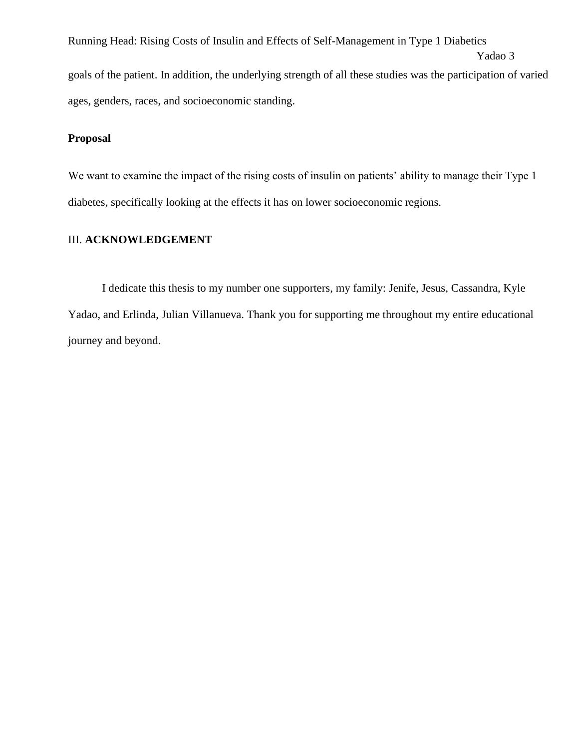goals of the patient. In addition, the underlying strength of all these studies was the participation of varied ages, genders, races, and socioeconomic standing.

**Proposal**

We want to examine the impact of the rising costs of insulin on patients' ability to manage their Type 1 diabetes, specifically looking at the effects it has on lower socioeconomic regions.

## III. **ACKNOWLEDGEMENT**

I dedicate this thesis to my number one supporters, my family: Jenife, Jesus, Cassandra, Kyle Yadao, and Erlinda, Julian Villanueva. Thank you for supporting me throughout my entire educational journey and beyond.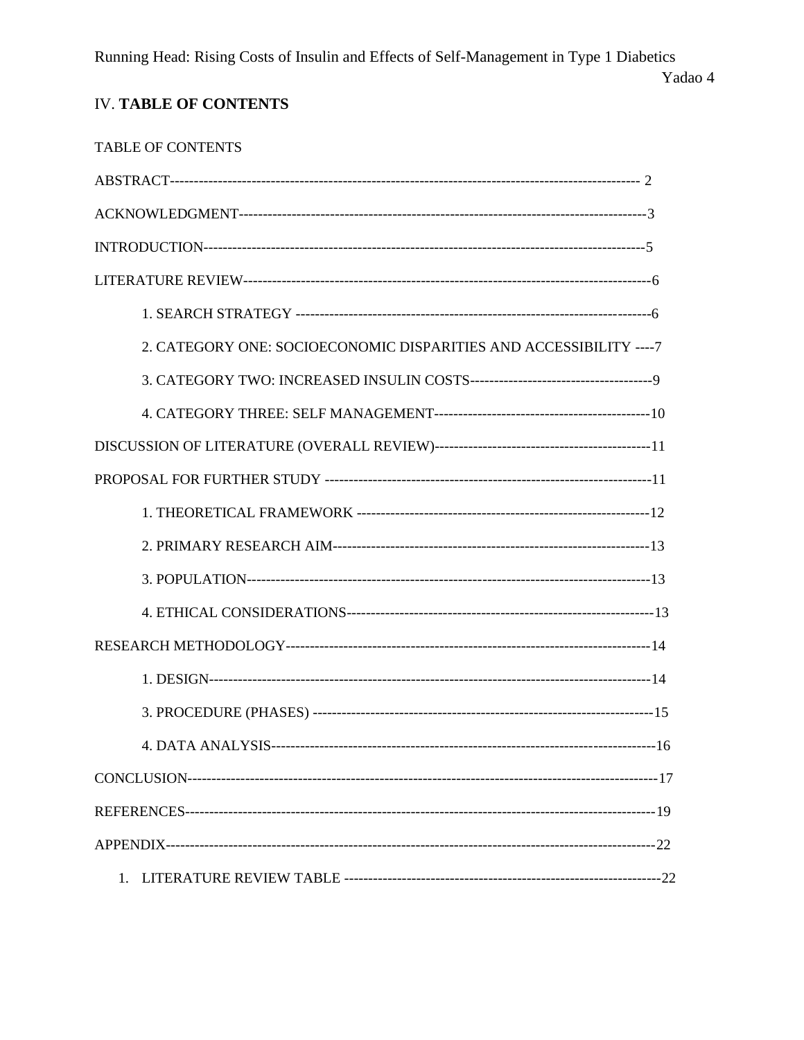## IV. **TABLE OF CONTENTS**

TABLE OF CONTENTS

ABSTRACT------------------------------------------------------------------------------------------------ 2

ACKNOWLEDGMENT----------------------------------------------------------------------------------3

INTRODUCTION-----------------------------------------------------------------------------------------5

LITERATURE REVIEW---------------------------------------------------------------------------------6

1. SEARCH STRATEGY ---------------------------------------------------------------------------6

2. CATEGORY ONE: SOCIOECONOMIC DISPARITIES AND ACCESSIBILITY ----7

3. CATEGORY TWO: INCREASED INSULIN COSTS---------------------------------------9

4. CATEGORY THREE: SELF MANAGEMENT---------------------------------------------10

DISCUSSION OF LITERATURE (OVERALL REVIEW)---------------------------------------------11

PROPOSAL FOR FURTHER STUDY ---------------------------------------------------------------11

1. THEORETICAL FRAMEWORK -------------------------------------------------------------12

2. PRIMARY RESEARCH AIM------------------------------------------------------------------13

3. POPULATION--------------------------------------------------------------------------------13

4. ETHICAL CONSIDERATIONS---------------------------------------------------------------13

RESEARCH METHODOLOGY-----------------------------------------------------------------------14

1. DESIGN--------------------------------------------------------------------------------------14

3. PROCEDURE (PHASES) ----------------------------------------------------------------------15

4. DATA ANALYSIS-----------------------------------------------------------------------------16

CONCLUSION---------------------------------------------------------------------------------------------17

REFERENCES---------------------------------------------------------------------------------------------19

APPENDIX-------------------------------------------------------------------------------------------------22

1. LITERATURE REVIEW TABLE ---------------------------------------------------------------22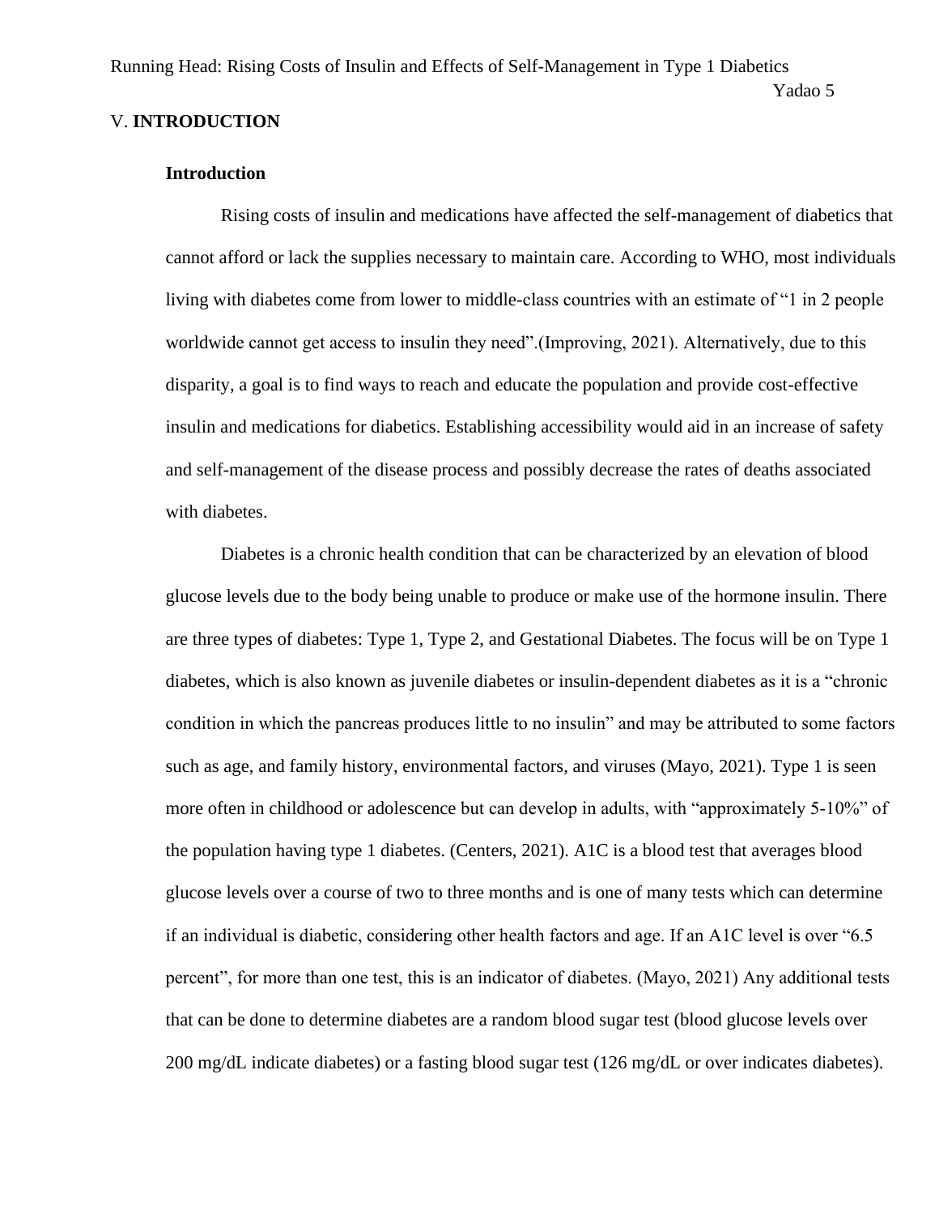V. **INTRODUCTION**

**Introduction**

Rising costs of insulin and medications have affected the self-management of diabetics that cannot afford or lack the supplies necessary to maintain care. According to WHO, most individuals living with diabetes come from lower to middle-class countries with an estimate of "1 in 2 people worldwide cannot get access to insulin they need".(Improving, 2021). Alternatively, due to this disparity, a goal is to find ways to reach and educate the population and provide cost-effective insulin and medications for diabetics. Establishing accessibility would aid in an increase of safety and self-management of the disease process and possibly decrease the rates of deaths associated with diabetes.

Diabetes is a chronic health condition that can be characterized by an elevation of blood glucose levels due to the body being unable to produce or make use of the hormone insulin. There are three types of diabetes: Type 1, Type 2, and Gestational Diabetes. The focus will be on Type 1 diabetes, which is also known as juvenile diabetes or insulin-dependent diabetes as it is a "chronic condition in which the pancreas produces little to no insulin" and may be attributed to some factors such as age, and family history, environmental factors, and viruses (Mayo, 2021). Type 1 is seen more often in childhood or adolescence but can develop in adults, with "approximately 5-10%" of the population having type 1 diabetes. (Centers, 2021). A1C is a blood test that averages blood glucose levels over a course of two to three months and is one of many tests which can determine if an individual is diabetic, considering other health factors and age. If an A1C level is over "6.5 percent", for more than one test, this is an indicator of diabetes. (Mayo, 2021) Any additional tests that can be done to determine diabetes are a random blood sugar test (blood glucose levels over 200 mg/dL indicate diabetes) or a fasting blood sugar test (126 mg/dL or over indicates diabetes).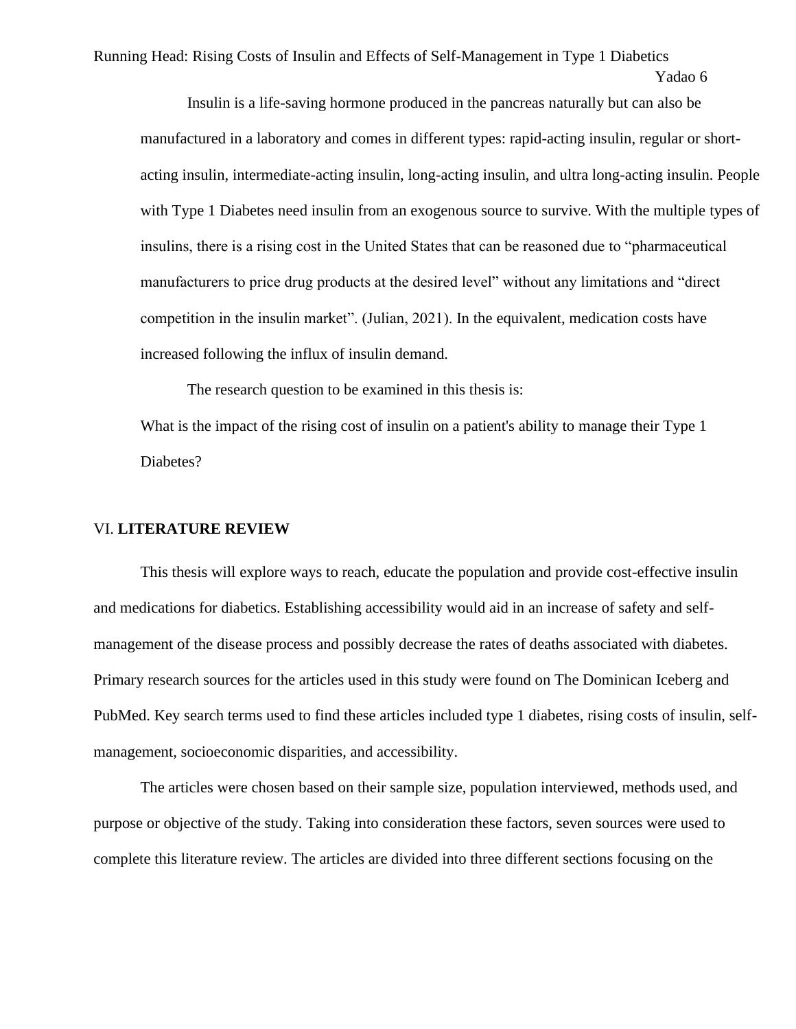Insulin is a life-saving hormone produced in the pancreas naturally but can also be manufactured in a laboratory and comes in different types: rapid-acting insulin, regular or short-acting insulin, intermediate-acting insulin, long-acting insulin, and ultra long-acting insulin. People with Type 1 Diabetes need insulin from an exogenous source to survive. With the multiple types of insulins, there is a rising cost in the United States that can be reasoned due to "pharmaceutical manufacturers to price drug products at the desired level" without any limitations and "direct competition in the insulin market". (Julian, 2021). In the equivalent, medication costs have increased following the influx of insulin demand.

The research question to be examined in this thesis is:

What is the impact of the rising cost of insulin on a patient's ability to manage their Type 1 Diabetes?

## VI. **LITERATURE REVIEW**

This thesis will explore ways to reach, educate the population and provide cost-effective insulin and medications for diabetics. Establishing accessibility would aid in an increase of safety and self-management of the disease process and possibly decrease the rates of deaths associated with diabetes. Primary research sources for the articles used in this study were found on The Dominican Iceberg and PubMed. Key search terms used to find these articles included type 1 diabetes, rising costs of insulin, self-management, socioeconomic disparities, and accessibility.

The articles were chosen based on their sample size, population interviewed, methods used, and purpose or objective of the study. Taking into consideration these factors, seven sources were used to complete this literature review. The articles are divided into three different sections focusing on the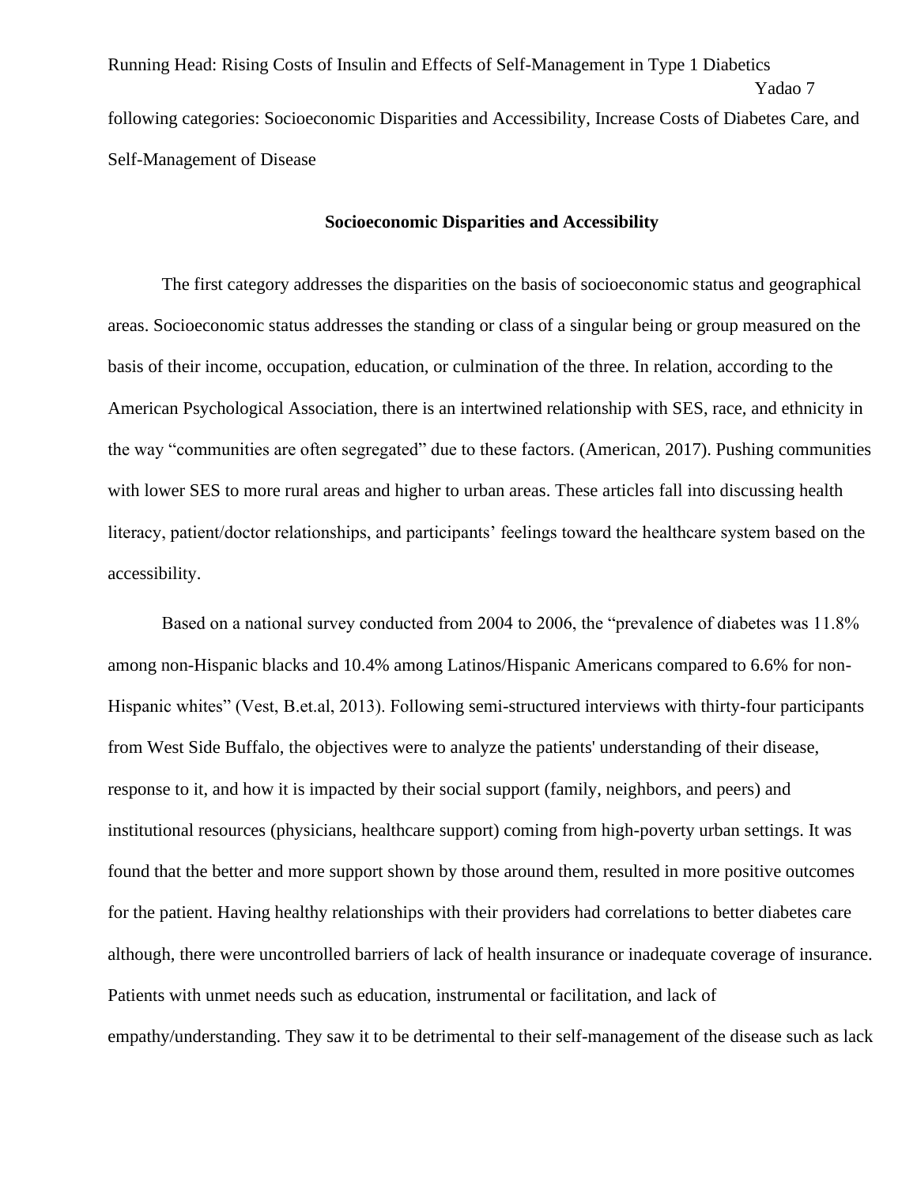following categories: Socioeconomic Disparities and Accessibility, Increase Costs of Diabetes Care, and Self-Management of Disease

## Socioeconomic Disparities and Accessibility

The first category addresses the disparities on the basis of socioeconomic status and geographical areas. Socioeconomic status addresses the standing or class of a singular being or group measured on the basis of their income, occupation, education, or culmination of the three. In relation, according to the American Psychological Association, there is an intertwined relationship with SES, race, and ethnicity in the way "communities are often segregated" due to these factors. (American, 2017). Pushing communities with lower SES to more rural areas and higher to urban areas. These articles fall into discussing health literacy, patient/doctor relationships, and participants' feelings toward the healthcare system based on the accessibility.

Based on a national survey conducted from 2004 to 2006, the "prevalence of diabetes was 11.8% among non-Hispanic blacks and 10.4% among Latinos/Hispanic Americans compared to 6.6% for non-Hispanic whites" (Vest, B.et.al, 2013). Following semi-structured interviews with thirty-four participants from West Side Buffalo, the objectives were to analyze the patients' understanding of their disease, response to it, and how it is impacted by their social support (family, neighbors, and peers) and institutional resources (physicians, healthcare support) coming from high-poverty urban settings. It was found that the better and more support shown by those around them, resulted in more positive outcomes for the patient. Having healthy relationships with their providers had correlations to better diabetes care although, there were uncontrolled barriers of lack of health insurance or inadequate coverage of insurance. Patients with unmet needs such as education, instrumental or facilitation, and lack of empathy/understanding. They saw it to be detrimental to their self-management of the disease such as lack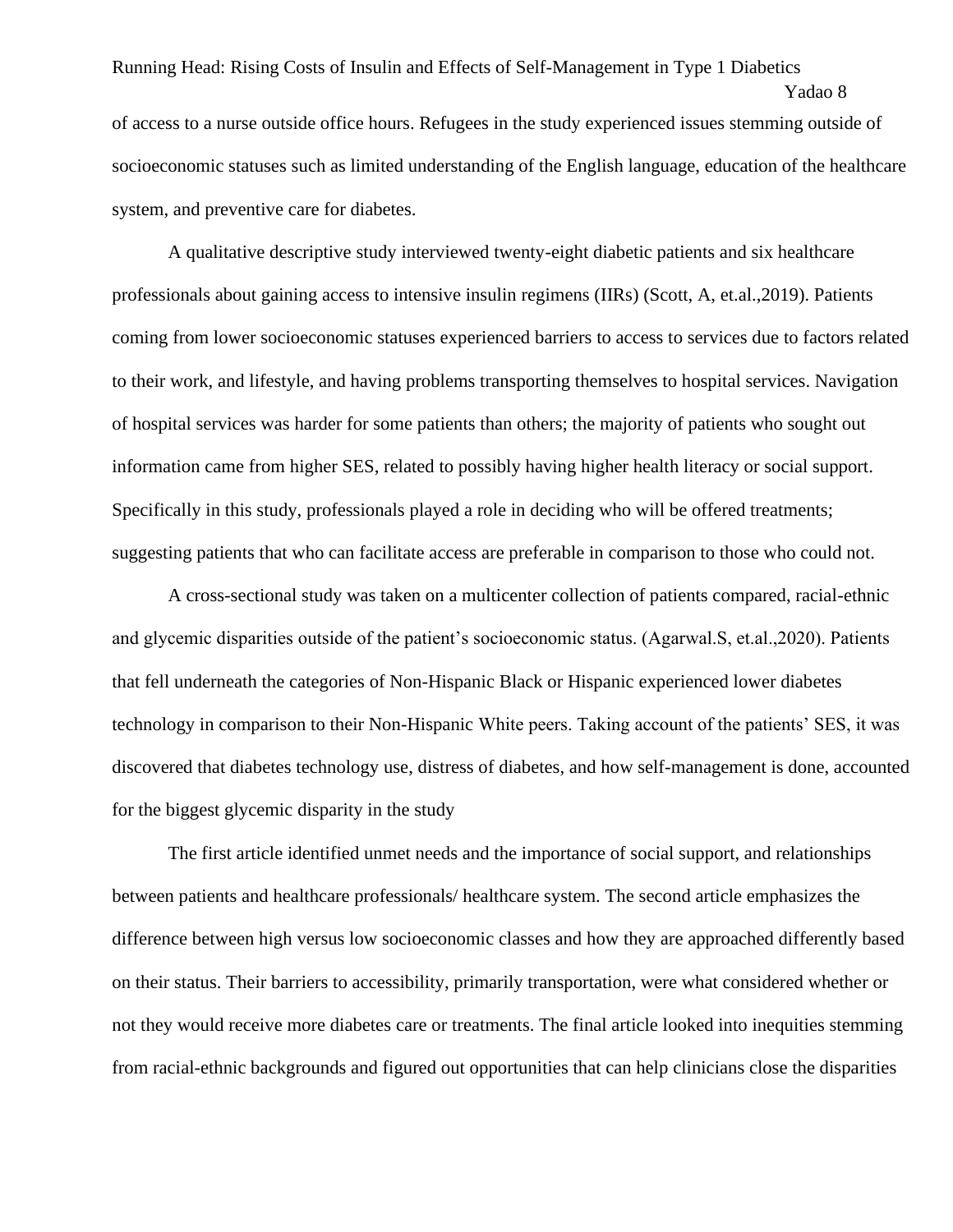of access to a nurse outside office hours. Refugees in the study experienced issues stemming outside of socioeconomic statuses such as limited understanding of the English language, education of the healthcare system, and preventive care for diabetes.

A qualitative descriptive study interviewed twenty-eight diabetic patients and six healthcare professionals about gaining access to intensive insulin regimens (IIRs) (Scott, A, et.al.,2019). Patients coming from lower socioeconomic statuses experienced barriers to access to services due to factors related to their work, and lifestyle, and having problems transporting themselves to hospital services. Navigation of hospital services was harder for some patients than others; the majority of patients who sought out information came from higher SES, related to possibly having higher health literacy or social support. Specifically in this study, professionals played a role in deciding who will be offered treatments; suggesting patients that who can facilitate access are preferable in comparison to those who could not.

A cross-sectional study was taken on a multicenter collection of patients compared, racial-ethnic and glycemic disparities outside of the patient's socioeconomic status. (Agarwal.S, et.al.,2020). Patients that fell underneath the categories of Non-Hispanic Black or Hispanic experienced lower diabetes technology in comparison to their Non-Hispanic White peers. Taking account of the patients' SES, it was discovered that diabetes technology use, distress of diabetes, and how self-management is done, accounted for the biggest glycemic disparity in the study

The first article identified unmet needs and the importance of social support, and relationships between patients and healthcare professionals/ healthcare system. The second article emphasizes the difference between high versus low socioeconomic classes and how they are approached differently based on their status. Their barriers to accessibility, primarily transportation, were what considered whether or not they would receive more diabetes care or treatments. The final article looked into inequities stemming from racial-ethnic backgrounds and figured out opportunities that can help clinicians close the disparities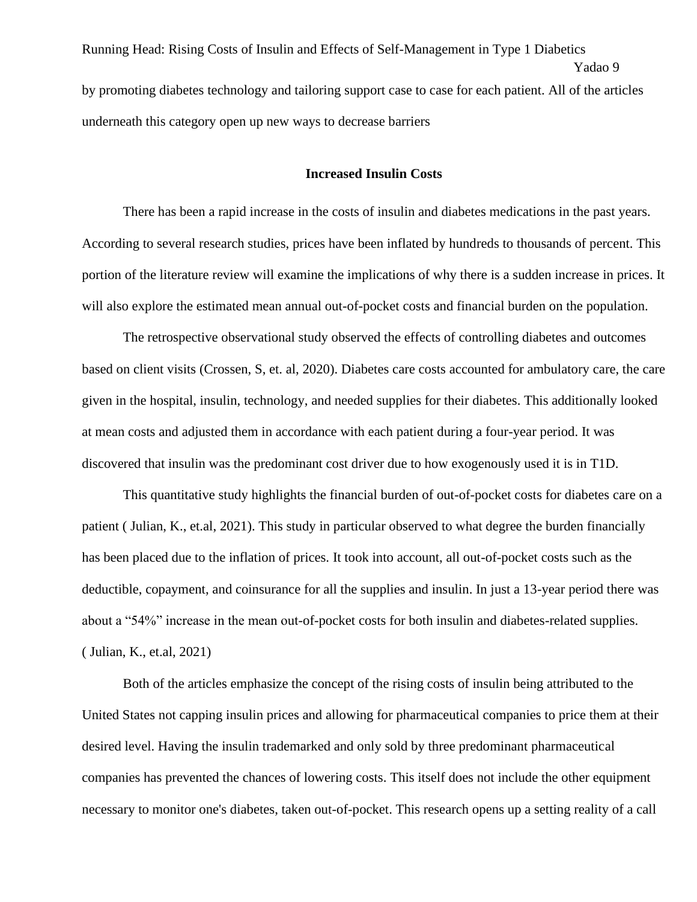by promoting diabetes technology and tailoring support case to case for each patient. All of the articles underneath this category open up new ways to decrease barriers

## Increased Insulin Costs

There has been a rapid increase in the costs of insulin and diabetes medications in the past years. According to several research studies, prices have been inflated by hundreds to thousands of percent. This portion of the literature review will examine the implications of why there is a sudden increase in prices. It will also explore the estimated mean annual out-of-pocket costs and financial burden on the population.

The retrospective observational study observed the effects of controlling diabetes and outcomes based on client visits (Crossen, S, et. al, 2020). Diabetes care costs accounted for ambulatory care, the care given in the hospital, insulin, technology, and needed supplies for their diabetes. This additionally looked at mean costs and adjusted them in accordance with each patient during a four-year period. It was discovered that insulin was the predominant cost driver due to how exogenously used it is in T1D.

This quantitative study highlights the financial burden of out-of-pocket costs for diabetes care on a patient ( Julian, K., et.al, 2021). This study in particular observed to what degree the burden financially has been placed due to the inflation of prices. It took into account, all out-of-pocket costs such as the deductible, copayment, and coinsurance for all the supplies and insulin. In just a 13-year period there was about a "54%" increase in the mean out-of-pocket costs for both insulin and diabetes-related supplies. ( Julian, K., et.al, 2021)

Both of the articles emphasize the concept of the rising costs of insulin being attributed to the United States not capping insulin prices and allowing for pharmaceutical companies to price them at their desired level. Having the insulin trademarked and only sold by three predominant pharmaceutical companies has prevented the chances of lowering costs. This itself does not include the other equipment necessary to monitor one's diabetes, taken out-of-pocket. This research opens up a setting reality of a call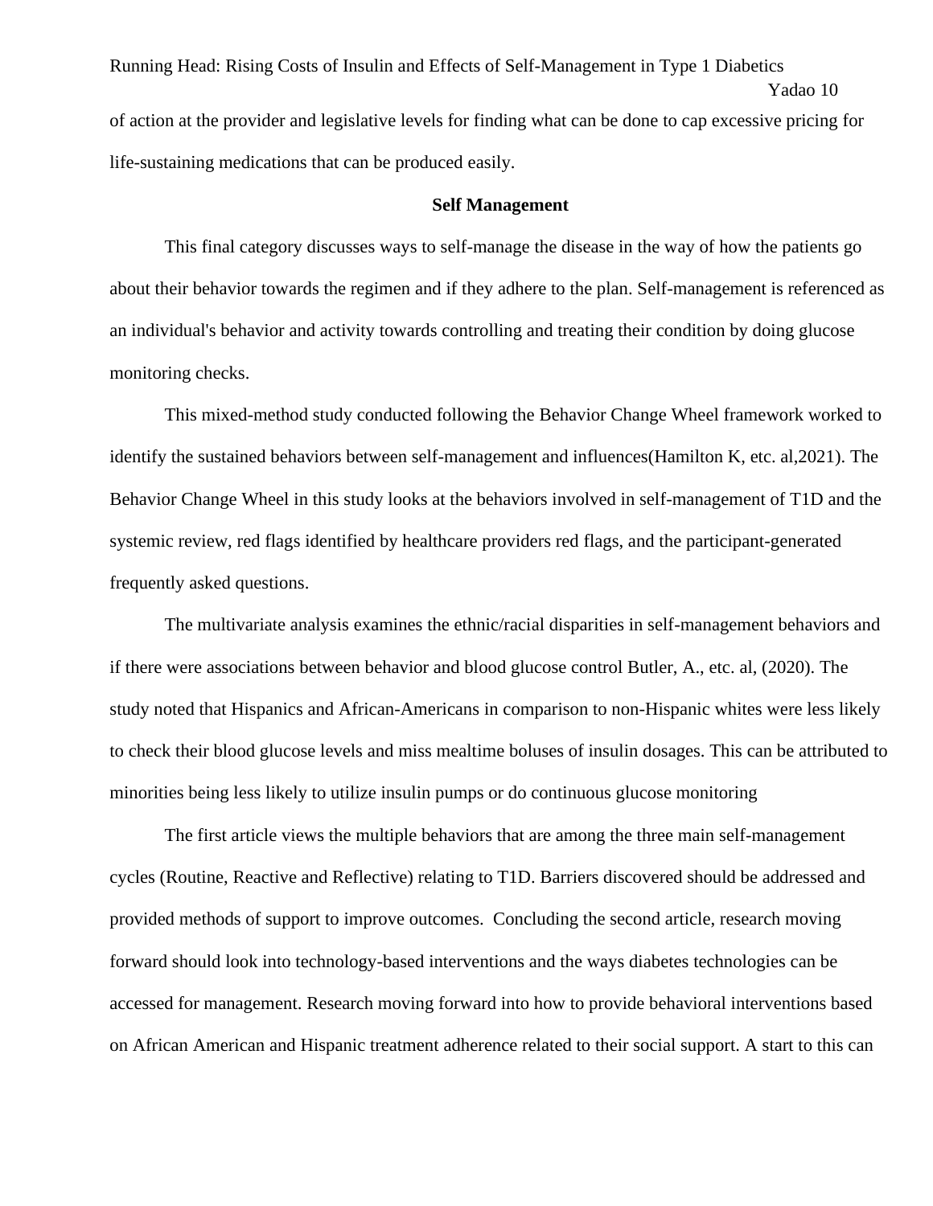of action at the provider and legislative levels for finding what can be done to cap excessive pricing for life-sustaining medications that can be produced easily.

## Self Management

This final category discusses ways to self-manage the disease in the way of how the patients go about their behavior towards the regimen and if they adhere to the plan. Self-management is referenced as an individual's behavior and activity towards controlling and treating their condition by doing glucose monitoring checks.

This mixed-method study conducted following the Behavior Change Wheel framework worked to identify the sustained behaviors between self-management and influences(Hamilton K, etc. al,2021). The Behavior Change Wheel in this study looks at the behaviors involved in self-management of T1D and the systemic review, red flags identified by healthcare providers red flags, and the participant-generated frequently asked questions.

The multivariate analysis examines the ethnic/racial disparities in self-management behaviors and if there were associations between behavior and blood glucose control Butler, A., etc. al, (2020). The study noted that Hispanics and African-Americans in comparison to non-Hispanic whites were less likely to check their blood glucose levels and miss mealtime boluses of insulin dosages. This can be attributed to minorities being less likely to utilize insulin pumps or do continuous glucose monitoring

The first article views the multiple behaviors that are among the three main self-management cycles (Routine, Reactive and Reflective) relating to T1D. Barriers discovered should be addressed and provided methods of support to improve outcomes. Concluding the second article, research moving forward should look into technology-based interventions and the ways diabetes technologies can be accessed for management. Research moving forward into how to provide behavioral interventions based on African American and Hispanic treatment adherence related to their social support. A start to this can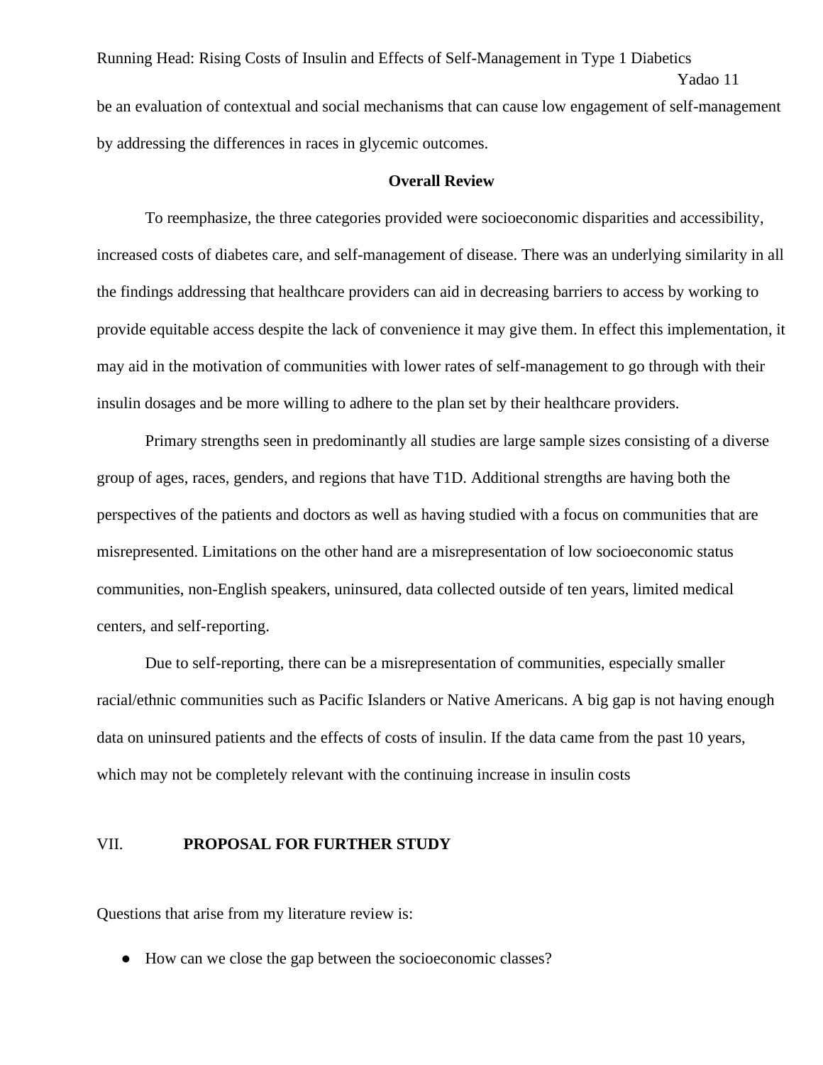be an evaluation of contextual and social mechanisms that can cause low engagement of self-management by addressing the differences in races in glycemic outcomes.

**Overall Review**

To reemphasize, the three categories provided were socioeconomic disparities and accessibility, increased costs of diabetes care, and self-management of disease. There was an underlying similarity in all the findings addressing that healthcare providers can aid in decreasing barriers to access by working to provide equitable access despite the lack of convenience it may give them. In effect this implementation, it may aid in the motivation of communities with lower rates of self-management to go through with their insulin dosages and be more willing to adhere to the plan set by their healthcare providers.

Primary strengths seen in predominantly all studies are large sample sizes consisting of a diverse group of ages, races, genders, and regions that have T1D. Additional strengths are having both the perspectives of the patients and doctors as well as having studied with a focus on communities that are misrepresented. Limitations on the other hand are a misrepresentation of low socioeconomic status communities, non-English speakers, uninsured, data collected outside of ten years, limited medical centers, and self-reporting.

Due to self-reporting, there can be a misrepresentation of communities, especially smaller racial/ethnic communities such as Pacific Islanders or Native Americans. A big gap is not having enough data on uninsured patients and the effects of costs of insulin. If the data came from the past 10 years, which may not be completely relevant with the continuing increase in insulin costs

## VII. **PROPOSAL FOR FURTHER STUDY**

Questions that arise from my literature review is:

- How can we close the gap between the socioeconomic classes?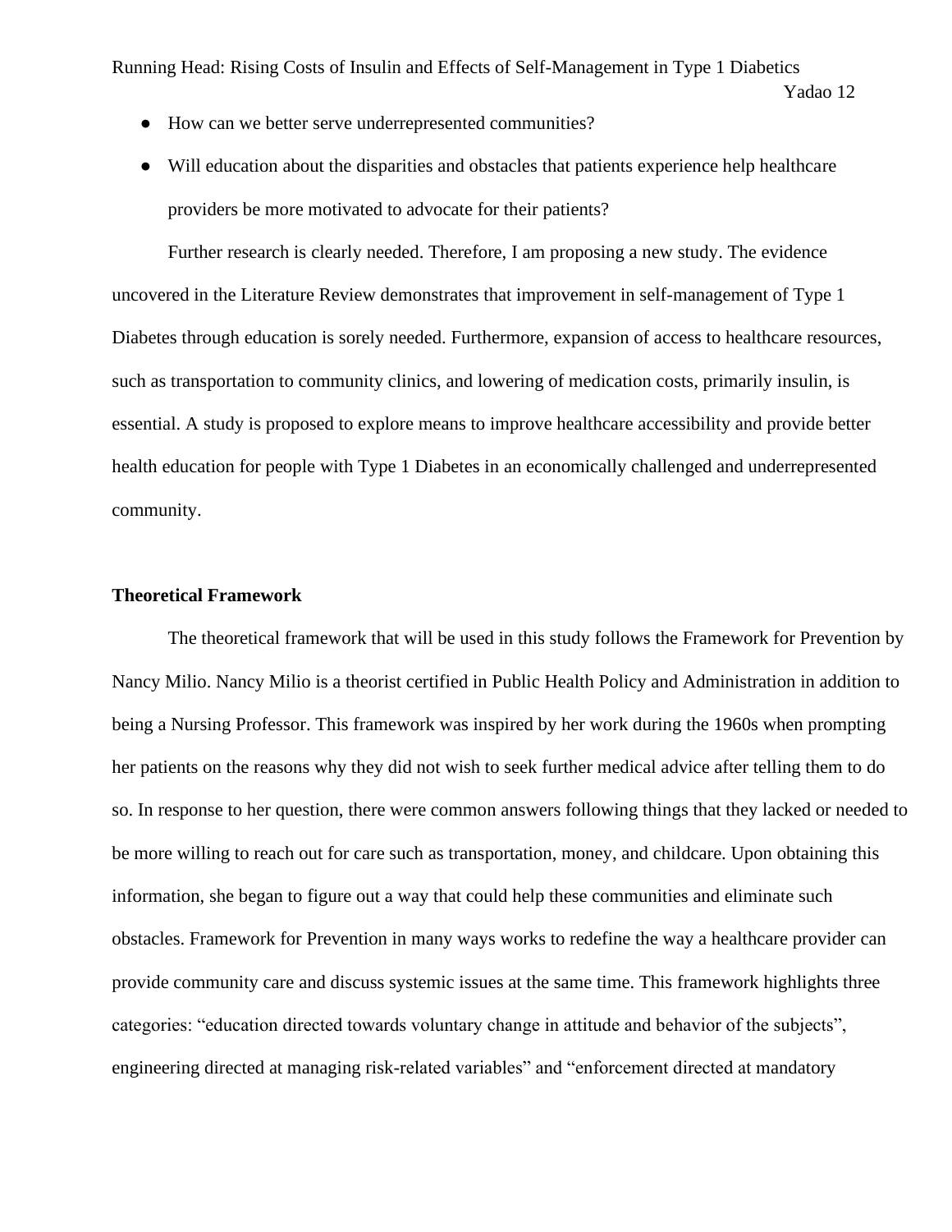- How can we better serve underrepresented communities?
- Will education about the disparities and obstacles that patients experience help healthcare providers be more motivated to advocate for their patients?

Further research is clearly needed. Therefore, I am proposing a new study. The evidence uncovered in the Literature Review demonstrates that improvement in self-management of Type 1 Diabetes through education is sorely needed. Furthermore, expansion of access to healthcare resources, such as transportation to community clinics, and lowering of medication costs, primarily insulin, is essential. A study is proposed to explore means to improve healthcare accessibility and provide better health education for people with Type 1 Diabetes in an economically challenged and underrepresented community.

**Theoretical Framework**

The theoretical framework that will be used in this study follows the Framework for Prevention by Nancy Milio. Nancy Milio is a theorist certified in Public Health Policy and Administration in addition to being a Nursing Professor. This framework was inspired by her work during the 1960s when prompting her patients on the reasons why they did not wish to seek further medical advice after telling them to do so. In response to her question, there were common answers following things that they lacked or needed to be more willing to reach out for care such as transportation, money, and childcare. Upon obtaining this information, she began to figure out a way that could help these communities and eliminate such obstacles. Framework for Prevention in many ways works to redefine the way a healthcare provider can provide community care and discuss systemic issues at the same time. This framework highlights three categories: "education directed towards voluntary change in attitude and behavior of the subjects", engineering directed at managing risk-related variables" and "enforcement directed at mandatory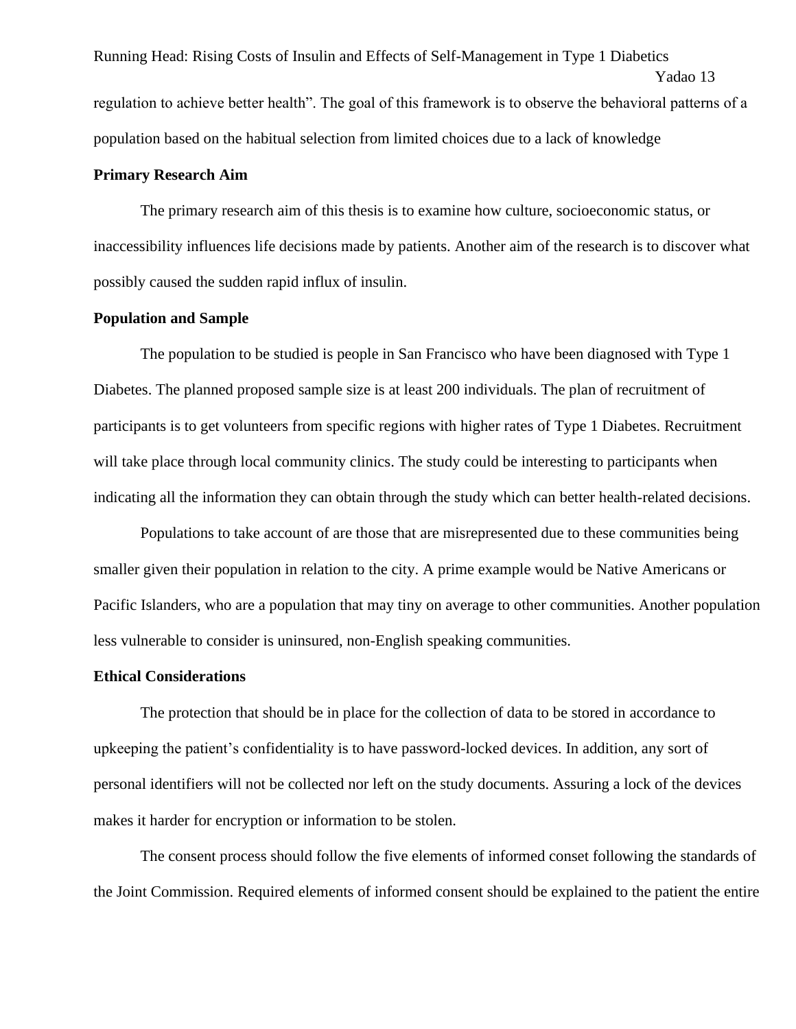regulation to achieve better health". The goal of this framework is to observe the behavioral patterns of a population based on the habitual selection from limited choices due to a lack of knowledge

**Primary Research Aim**

The primary research aim of this thesis is to examine how culture, socioeconomic status, or inaccessibility influences life decisions made by patients. Another aim of the research is to discover what possibly caused the sudden rapid influx of insulin.

**Population and Sample**

The population to be studied is people in San Francisco who have been diagnosed with Type 1 Diabetes. The planned proposed sample size is at least 200 individuals. The plan of recruitment of participants is to get volunteers from specific regions with higher rates of Type 1 Diabetes. Recruitment will take place through local community clinics. The study could be interesting to participants when indicating all the information they can obtain through the study which can better health-related decisions.

Populations to take account of are those that are misrepresented due to these communities being smaller given their population in relation to the city. A prime example would be Native Americans or Pacific Islanders, who are a population that may tiny on average to other communities. Another population less vulnerable to consider is uninsured, non-English speaking communities.

**Ethical Considerations**

The protection that should be in place for the collection of data to be stored in accordance to upkeeping the patient's confidentiality is to have password-locked devices. In addition, any sort of personal identifiers will not be collected nor left on the study documents. Assuring a lock of the devices makes it harder for encryption or information to be stolen.

The consent process should follow the five elements of informed conset following the standards of the Joint Commission. Required elements of informed consent should be explained to the patient the entire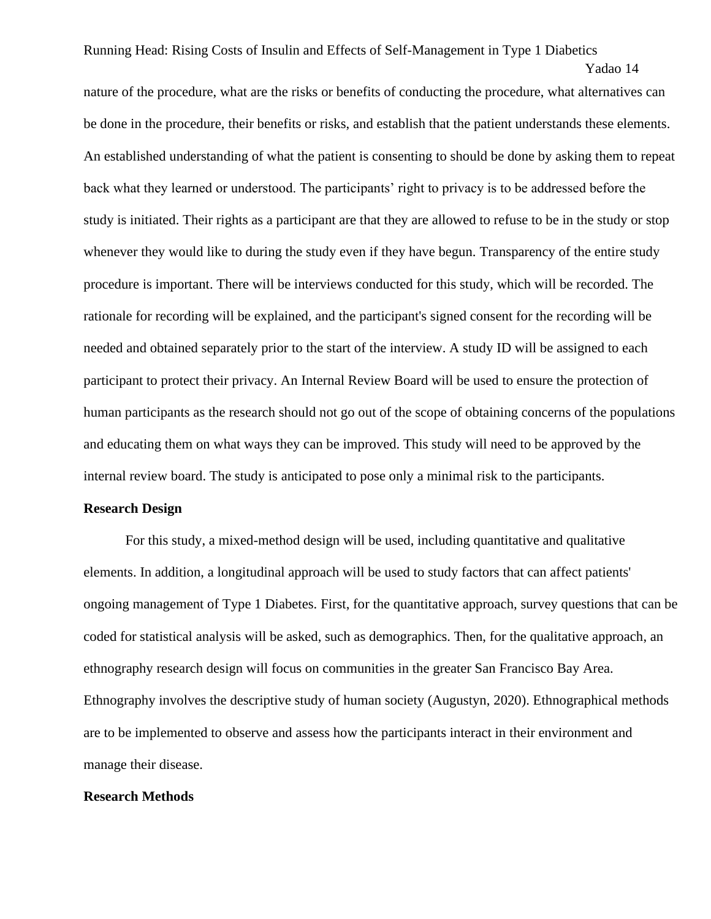nature of the procedure, what are the risks or benefits of conducting the procedure, what alternatives can be done in the procedure, their benefits or risks, and establish that the patient understands these elements. An established understanding of what the patient is consenting to should be done by asking them to repeat back what they learned or understood. The participants' right to privacy is to be addressed before the study is initiated. Their rights as a participant are that they are allowed to refuse to be in the study or stop whenever they would like to during the study even if they have begun. Transparency of the entire study procedure is important. There will be interviews conducted for this study, which will be recorded. The rationale for recording will be explained, and the participant's signed consent for the recording will be needed and obtained separately prior to the start of the interview. A study ID will be assigned to each participant to protect their privacy. An Internal Review Board will be used to ensure the protection of human participants as the research should not go out of the scope of obtaining concerns of the populations and educating them on what ways they can be improved. This study will need to be approved by the internal review board. The study is anticipated to pose only a minimal risk to the participants.

**Research Design**

For this study, a mixed-method design will be used, including quantitative and qualitative elements. In addition, a longitudinal approach will be used to study factors that can affect patients' ongoing management of Type 1 Diabetes. First, for the quantitative approach, survey questions that can be coded for statistical analysis will be asked, such as demographics. Then, for the qualitative approach, an ethnography research design will focus on communities in the greater San Francisco Bay Area. Ethnography involves the descriptive study of human society (Augustyn, 2020). Ethnographical methods are to be implemented to observe and assess how the participants interact in their environment and manage their disease.

**Research Methods**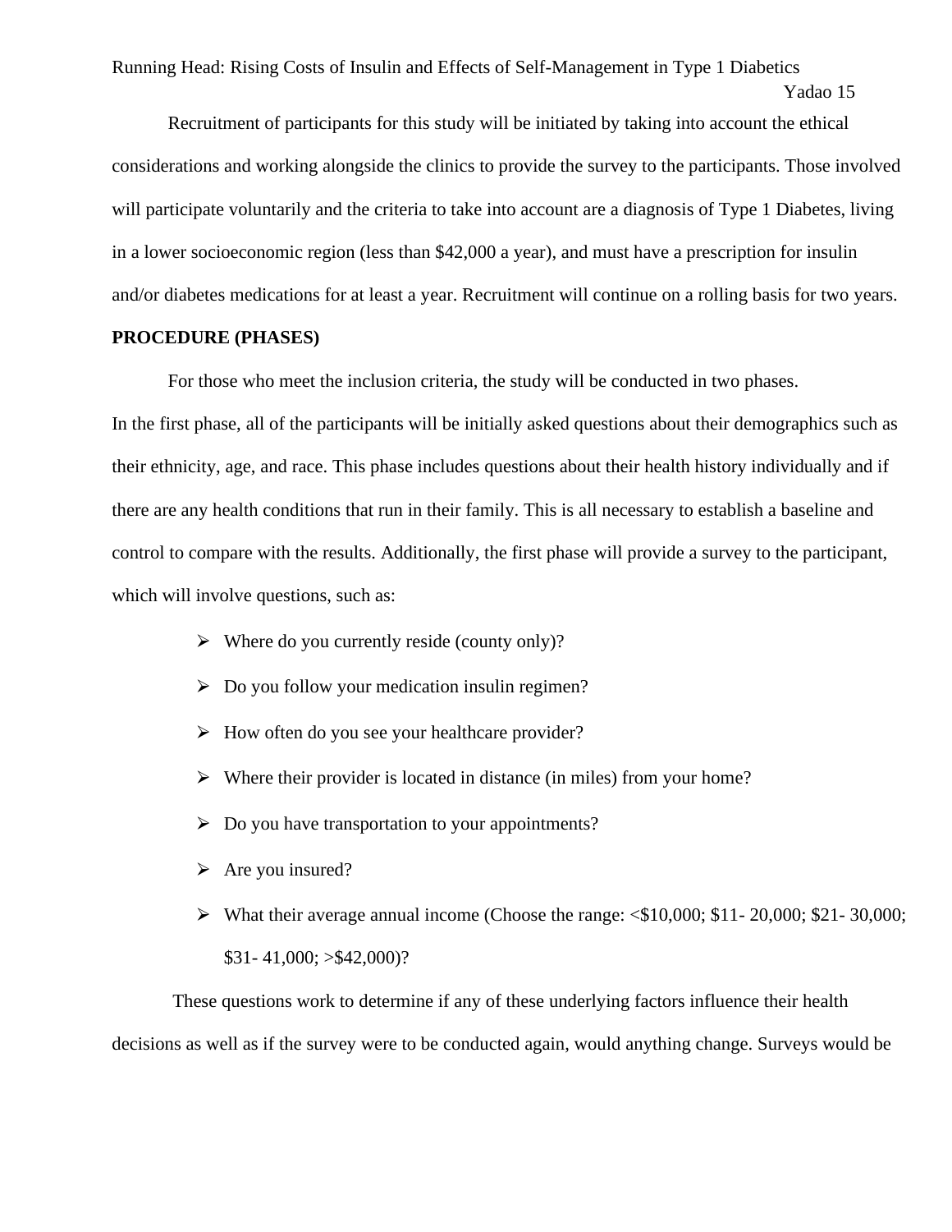Recruitment of participants for this study will be initiated by taking into account the ethical considerations and working alongside the clinics to provide the survey to the participants. Those involved will participate voluntarily and the criteria to take into account are a diagnosis of Type 1 Diabetes, living in a lower socioeconomic region (less than $42,000 a year), and must have a prescription for insulin and/or diabetes medications for at least a year. Recruitment will continue on a rolling basis for two years.

**PROCEDURE (PHASES)**

For those who meet the inclusion criteria, the study will be conducted in two phases.
In the first phase, all of the participants will be initially asked questions about their demographics such as their ethnicity, age, and race. This phase includes questions about their health history individually and if there are any health conditions that run in their family. This is all necessary to establish a baseline and control to compare with the results. Additionally, the first phase will provide a survey to the participant, which will involve questions, such as:

- Where do you currently reside (county only)?
- Do you follow your medication insulin regimen?
- How often do you see your healthcare provider?
- Where their provider is located in distance (in miles) from your home?
- Do you have transportation to your appointments?
- Are you insured?
- What their average annual income (Choose the range: <$10,000; $11- 20,000; $21- 30,000; $31- 41,000; >$42,000)?

These questions work to determine if any of these underlying factors influence their health decisions as well as if the survey were to be conducted again, would anything change. Surveys would be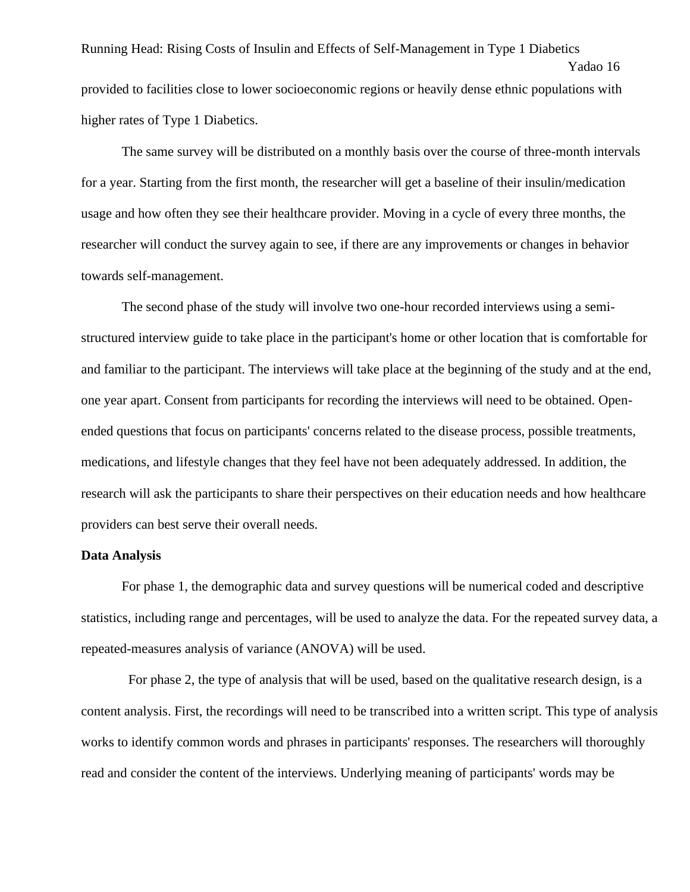provided to facilities close to lower socioeconomic regions or heavily dense ethnic populations with higher rates of Type 1 Diabetics.

The same survey will be distributed on a monthly basis over the course of three-month intervals for a year. Starting from the first month, the researcher will get a baseline of their insulin/medication usage and how often they see their healthcare provider. Moving in a cycle of every three months, the researcher will conduct the survey again to see, if there are any improvements or changes in behavior towards self-management.

The second phase of the study will involve two one-hour recorded interviews using a semi-structured interview guide to take place in the participant's home or other location that is comfortable for and familiar to the participant. The interviews will take place at the beginning of the study and at the end, one year apart. Consent from participants for recording the interviews will need to be obtained. Open-ended questions that focus on participants' concerns related to the disease process, possible treatments, medications, and lifestyle changes that they feel have not been adequately addressed. In addition, the research will ask the participants to share their perspectives on their education needs and how healthcare providers can best serve their overall needs.

**Data Analysis**

For phase 1, the demographic data and survey questions will be numerical coded and descriptive statistics, including range and percentages, will be used to analyze the data. For the repeated survey data, a repeated-measures analysis of variance (ANOVA) will be used.

For phase 2, the type of analysis that will be used, based on the qualitative research design, is a content analysis. First, the recordings will need to be transcribed into a written script. This type of analysis works to identify common words and phrases in participants' responses. The researchers will thoroughly read and consider the content of the interviews. Underlying meaning of participants' words may be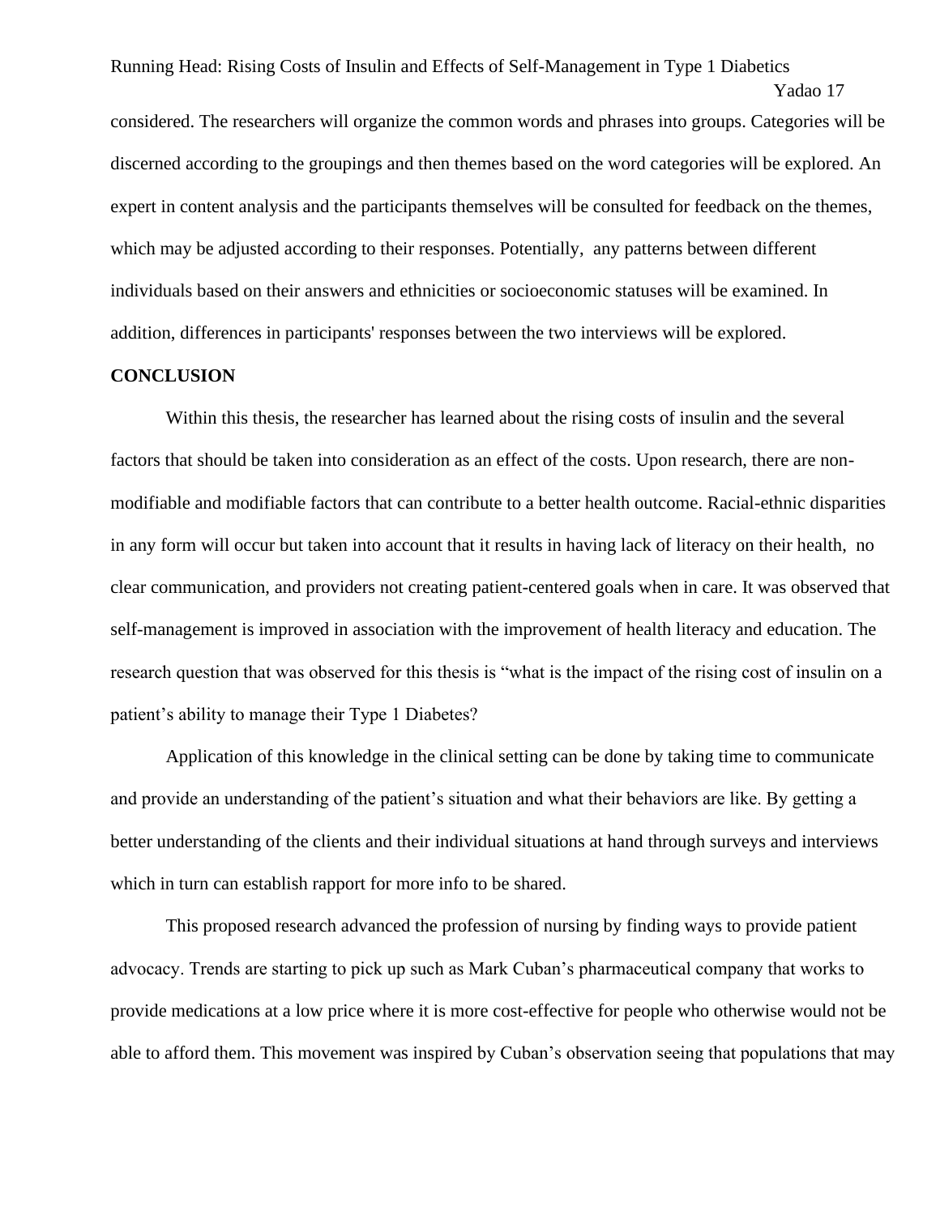considered. The researchers will organize the common words and phrases into groups. Categories will be discerned according to the groupings and then themes based on the word categories will be explored. An expert in content analysis and the participants themselves will be consulted for feedback on the themes, which may be adjusted according to their responses. Potentially, any patterns between different individuals based on their answers and ethnicities or socioeconomic statuses will be examined. In addition, differences in participants' responses between the two interviews will be explored.

**CONCLUSION**

Within this thesis, the researcher has learned about the rising costs of insulin and the several factors that should be taken into consideration as an effect of the costs. Upon research, there are non-modifiable and modifiable factors that can contribute to a better health outcome. Racial-ethnic disparities in any form will occur but taken into account that it results in having lack of literacy on their health, no clear communication, and providers not creating patient-centered goals when in care. It was observed that self-management is improved in association with the improvement of health literacy and education. The research question that was observed for this thesis is "what is the impact of the rising cost of insulin on a patient's ability to manage their Type 1 Diabetes?

Application of this knowledge in the clinical setting can be done by taking time to communicate and provide an understanding of the patient's situation and what their behaviors are like. By getting a better understanding of the clients and their individual situations at hand through surveys and interviews which in turn can establish rapport for more info to be shared.

This proposed research advanced the profession of nursing by finding ways to provide patient advocacy. Trends are starting to pick up such as Mark Cuban's pharmaceutical company that works to provide medications at a low price where it is more cost-effective for people who otherwise would not be able to afford them. This movement was inspired by Cuban's observation seeing that populations that may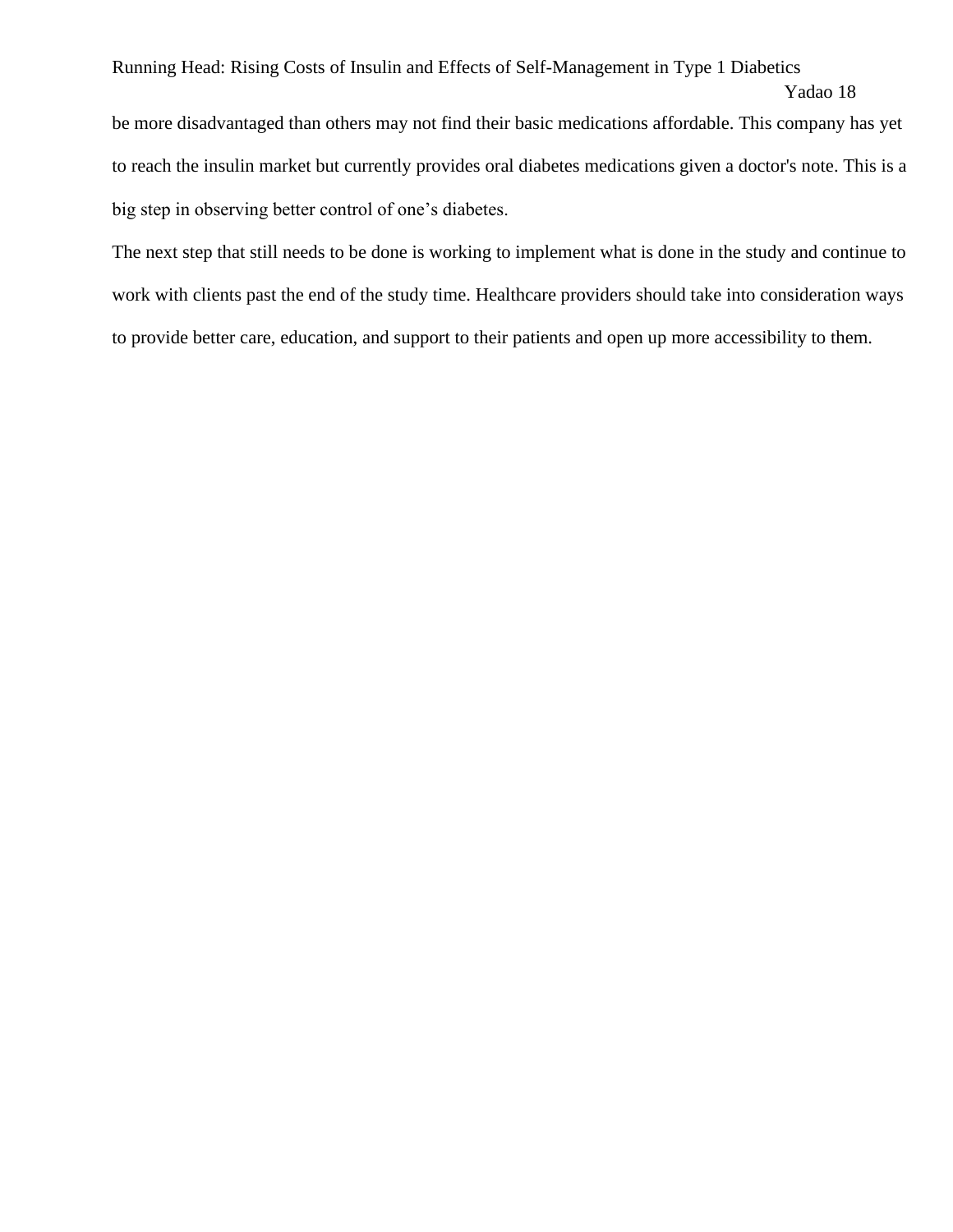be more disadvantaged than others may not find their basic medications affordable. This company has yet to reach the insulin market but currently provides oral diabetes medications given a doctor's note. This is a big step in observing better control of one's diabetes.

The next step that still needs to be done is working to implement what is done in the study and continue to work with clients past the end of the study time. Healthcare providers should take into consideration ways to provide better care, education, and support to their patients and open up more accessibility to them.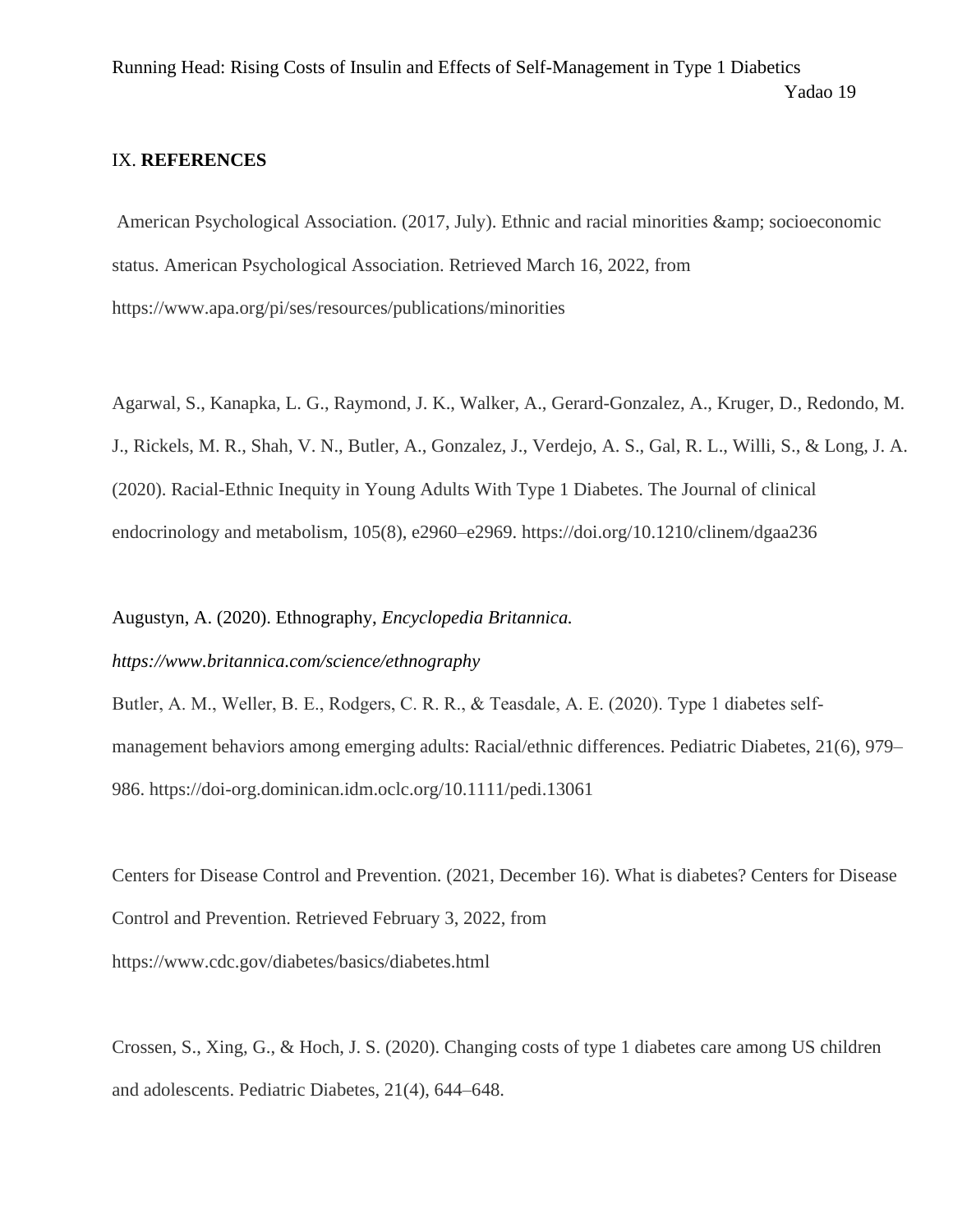## IX. **REFERENCES**

American Psychological Association. (2017, July). Ethnic and racial minorities &amp; socioeconomic status. American Psychological Association. Retrieved March 16, 2022, from https://www.apa.org/pi/ses/resources/publications/minorities

Agarwal, S., Kanapka, L. G., Raymond, J. K., Walker, A., Gerard-Gonzalez, A., Kruger, D., Redondo, M. J., Rickels, M. R., Shah, V. N., Butler, A., Gonzalez, J., Verdejo, A. S., Gal, R. L., Willi, S., & Long, J. A. (2020). Racial-Ethnic Inequity in Young Adults With Type 1 Diabetes. The Journal of clinical endocrinology and metabolism, 105(8), e2960–e2969. https://doi.org/10.1210/clinem/dgaa236

Augustyn, A. (2020). Ethnography, *Encyclopedia Britannica.* *https://www.britannica.com/science/ethnography*

Butler, A. M., Weller, B. E., Rodgers, C. R. R., & Teasdale, A. E. (2020). Type 1 diabetes self-management behaviors among emerging adults: Racial/ethnic differences. Pediatric Diabetes, 21(6), 979–986. https://doi-org.dominican.idm.oclc.org/10.1111/pedi.13061

Centers for Disease Control and Prevention. (2021, December 16). What is diabetes? Centers for Disease Control and Prevention. Retrieved February 3, 2022, from https://www.cdc.gov/diabetes/basics/diabetes.html

Crossen, S., Xing, G., & Hoch, J. S. (2020). Changing costs of type 1 diabetes care among US children and adolescents. Pediatric Diabetes, 21(4), 644–648.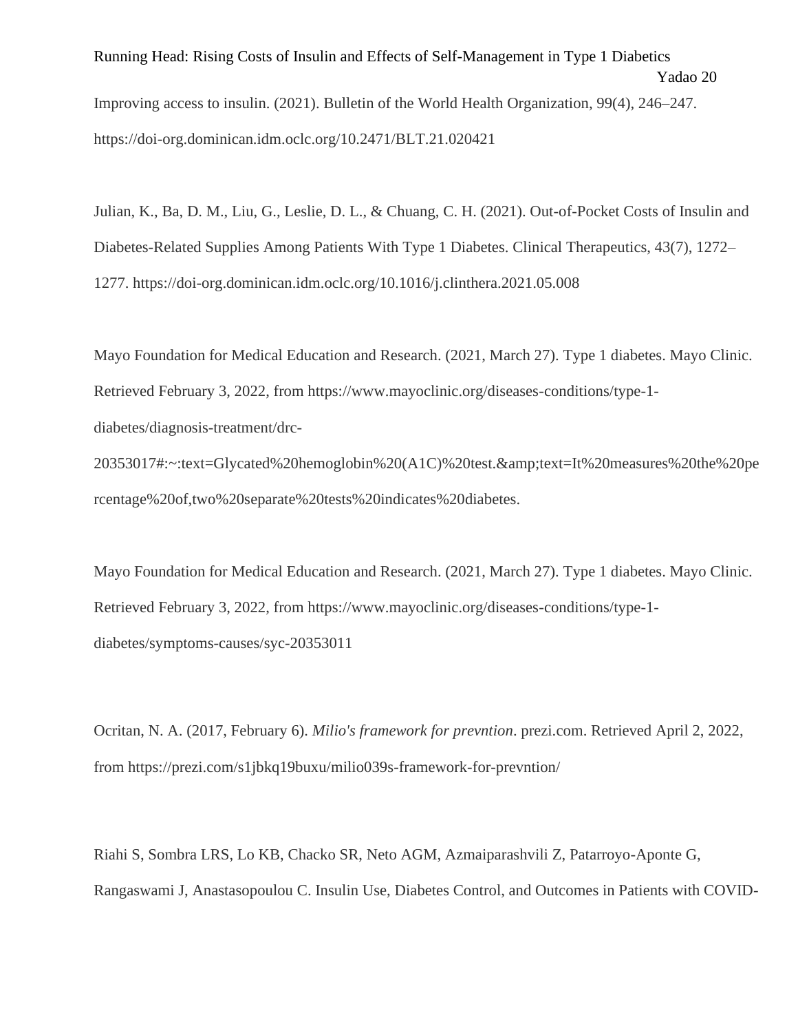Improving access to insulin. (2021). Bulletin of the World Health Organization, 99(4), 246–247. https://doi-org.dominican.idm.oclc.org/10.2471/BLT.21.020421

Julian, K., Ba, D. M., Liu, G., Leslie, D. L., & Chuang, C. H. (2021). Out-of-Pocket Costs of Insulin and Diabetes-Related Supplies Among Patients With Type 1 Diabetes. Clinical Therapeutics, 43(7), 1272–1277. https://doi-org.dominican.idm.oclc.org/10.1016/j.clinthera.2021.05.008

Mayo Foundation for Medical Education and Research. (2021, March 27). Type 1 diabetes. Mayo Clinic. Retrieved February 3, 2022, from https://www.mayoclinic.org/diseases-conditions/type-1-diabetes/diagnosis-treatment/drc-20353017#:~:text=Glycated%20hemoglobin%20(A1C)%20test.&amp;text=It%20measures%20the%20percentage%20of,two%20separate%20tests%20indicates%20diabetes.

Mayo Foundation for Medical Education and Research. (2021, March 27). Type 1 diabetes. Mayo Clinic. Retrieved February 3, 2022, from https://www.mayoclinic.org/diseases-conditions/type-1-diabetes/symptoms-causes/syc-20353011

Ocritan, N. A. (2017, February 6). *Milio's framework for prevntion*. prezi.com. Retrieved April 2, 2022, from https://prezi.com/s1jbkq19buxu/milio039s-framework-for-prevntion/

Riahi S, Sombra LRS, Lo KB, Chacko SR, Neto AGM, Azmaiparashvili Z, Patarroyo-Aponte G, Rangaswami J, Anastasopoulou C. Insulin Use, Diabetes Control, and Outcomes in Patients with COVID-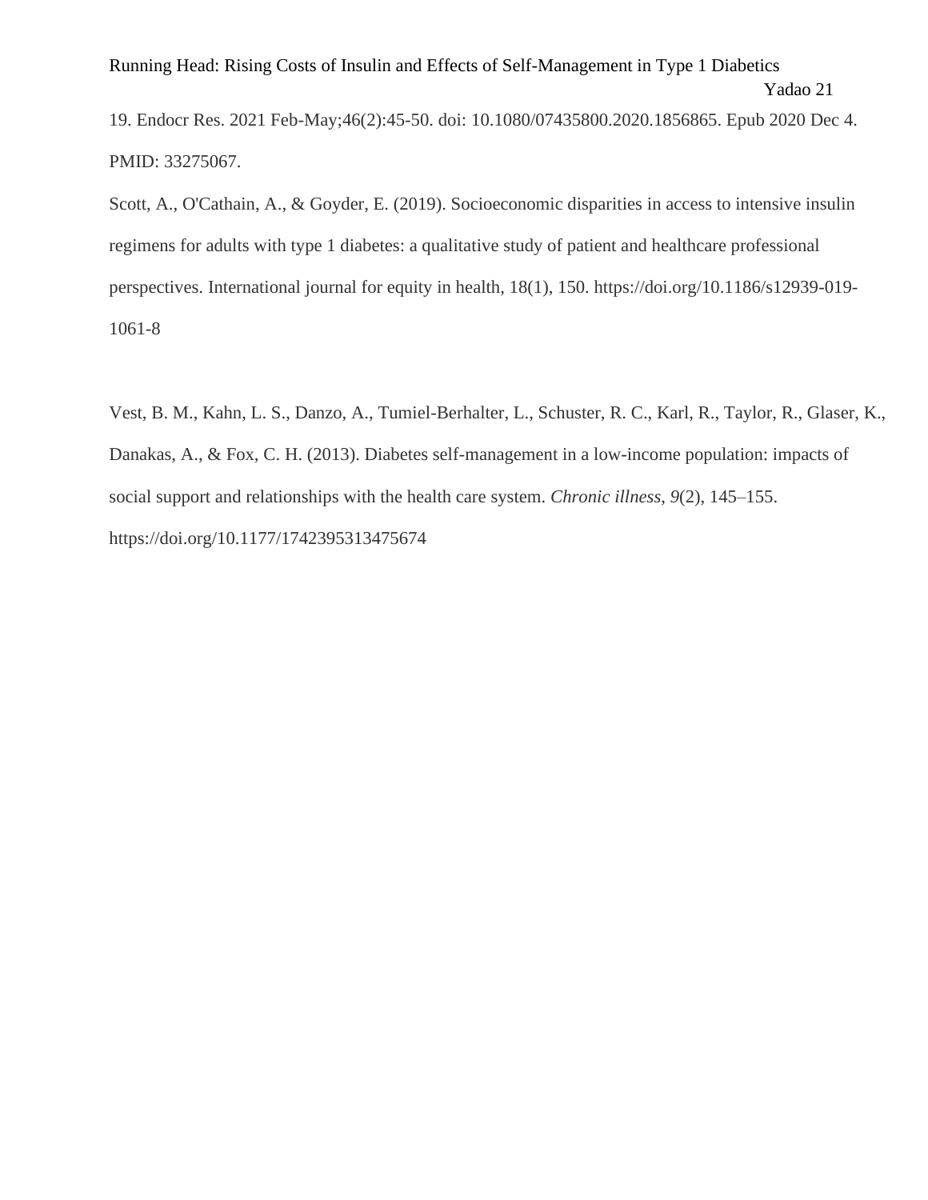19. Endocr Res. 2021 Feb-May;46(2):45-50. doi: 10.1080/07435800.2020.1856865. Epub 2020 Dec 4. PMID: 33275067.

Scott, A., O'Cathain, A., & Goyder, E. (2019). Socioeconomic disparities in access to intensive insulin regimens for adults with type 1 diabetes: a qualitative study of patient and healthcare professional perspectives. International journal for equity in health, 18(1), 150. https://doi.org/10.1186/s12939-019-1061-8

Vest, B. M., Kahn, L. S., Danzo, A., Tumiel-Berhalter, L., Schuster, R. C., Karl, R., Taylor, R., Glaser, K., Danakas, A., & Fox, C. H. (2013). Diabetes self-management in a low-income population: impacts of social support and relationships with the health care system. *Chronic illness*, *9*(2), 145–155. https://doi.org/10.1177/1742395313475674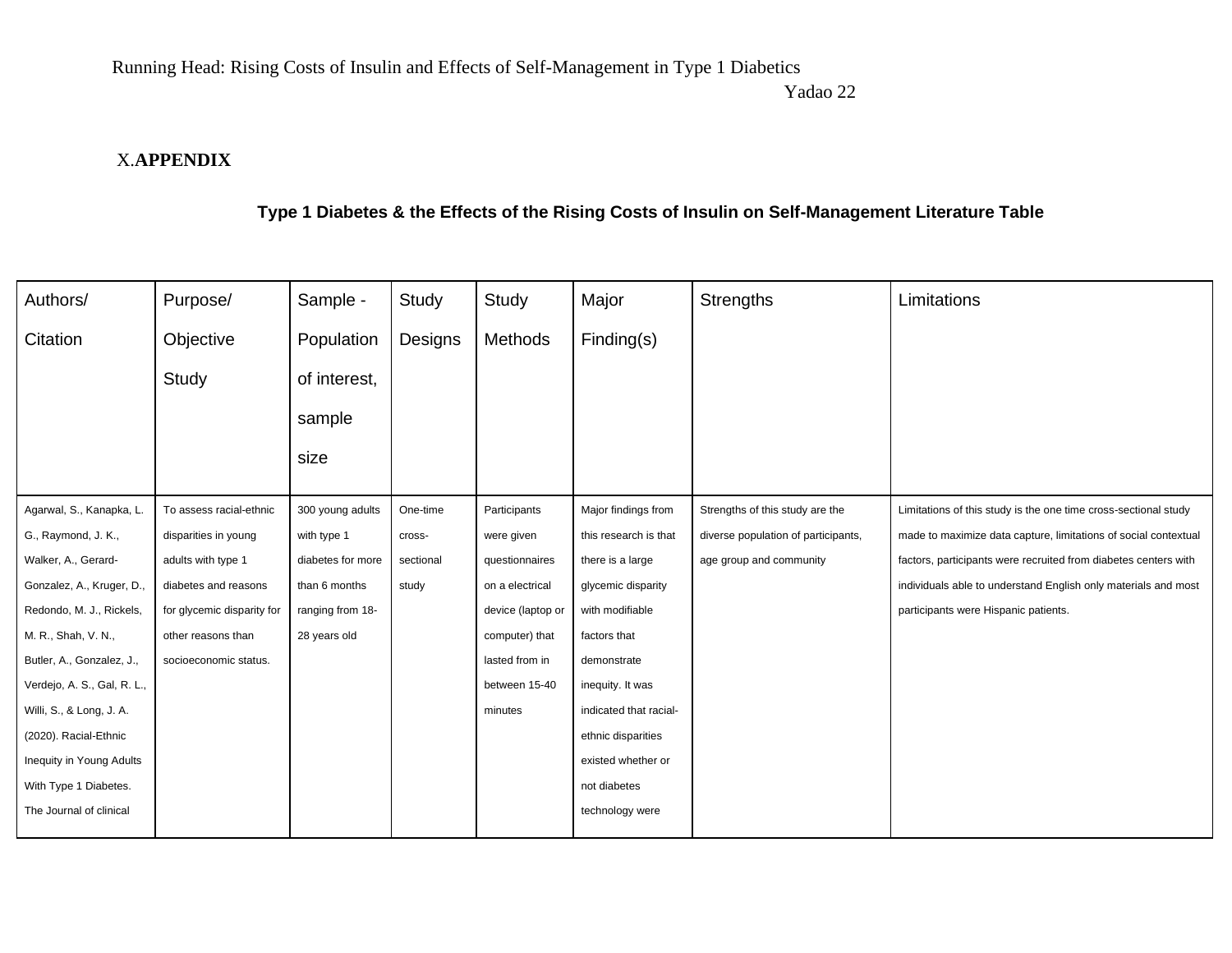# X. APPENDIX

**Type 1 Diabetes & the Effects of the Rising Costs of Insulin on Self-Management Literature Table**

| Authors/ Citation | Purpose/ Objective Study | Sample - Population of interest, sample size | Study Designs | Study Methods | Major Finding(s) | Strengths | Limitations |
|---|---|---|---|---|---|---|---|
| Agarwal, S., Kanapka, L. G., Raymond, J. K., Walker, A., Gerard-Gonzalez, A., Kruger, D., Redondo, M. J., Rickels, M. R., Shah, V. N., Butler, A., Gonzalez, J., Verdejo, A. S., Gal, R. L., Willi, S., & Long, J. A. (2020). Racial-Ethnic Inequity in Young Adults With Type 1 Diabetes. The Journal of clinical | To assess racial-ethnic disparities in young adults with type 1 diabetes and reasons for glycemic disparity for other reasons than socioeconomic status. | 300 young adults with type 1 diabetes for more than 6 months ranging from 18-28 years old | One-time cross-sectional study | Participants were given questionnaires on a electrical device (laptop or computer) that lasted from in between 15-40 minutes | Major findings from this research is that there is a large glycemic disparity with modifiable factors that demonstrate inequity. It was indicated that racial-ethnic disparities existed whether or not diabetes technology were | Strengths of this study are the diverse population of participants, age group and community | Limitations of this study is the one time cross-sectional study made to maximize data capture, limitations of social contextual factors, participants were recruited from diabetes centers with individuals able to understand English only materials and most participants were Hispanic patients. |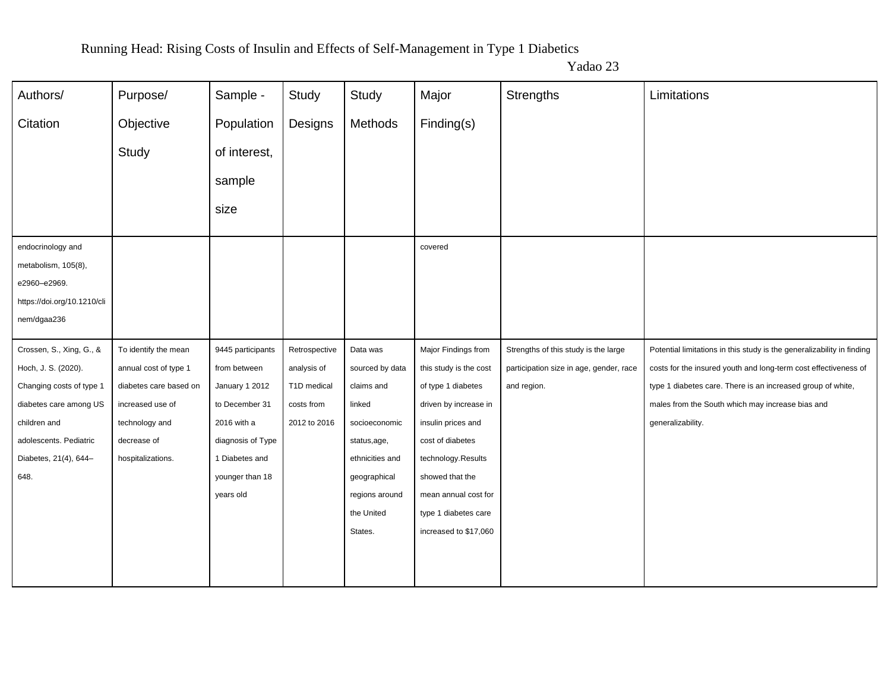| Authors/ Citation | Purpose/ Objective Study | Sample - Population of interest, sample size | Study Designs | Study Methods | Major Finding(s) | Strengths | Limitations |
|---|---|---|---|---|---|---|---|
| endocrinology and metabolism, 105(8), e2960–e2969. https://doi.org/10.1210/clinem/dgaa236 | | | | | covered | | |
| Crossen, S., Xing, G., & Hoch, J. S. (2020). Changing costs of type 1 diabetes care among US children and adolescents. Pediatric Diabetes, 21(4), 644–648. | To identify the mean annual cost of type 1 diabetes care based on increased use of technology and decrease of hospitalizations. | 9445 participants from between January 1 2012 to December 31 2016 with a diagnosis of Type 1 Diabetes and younger than 18 years old | Retrospective analysis of T1D medical costs from 2012 to 2016 | Data was sourced by data claims and linked socioeconomic status,age, ethnicities and geographical regions around the United States. | Major Findings from this study is the cost of type 1 diabetes driven by increase in insulin prices and cost of diabetes technology.Results showed that the mean annual cost for type 1 diabetes care increased to $17,060 | Strengths of this study is the large participation size in age, gender, race and region. | Potential limitations in this study is the generalizability in finding costs for the insured youth and long-term cost effectiveness of type 1 diabetes care. There is an increased group of white, males from the South which may increase bias and generalizability. |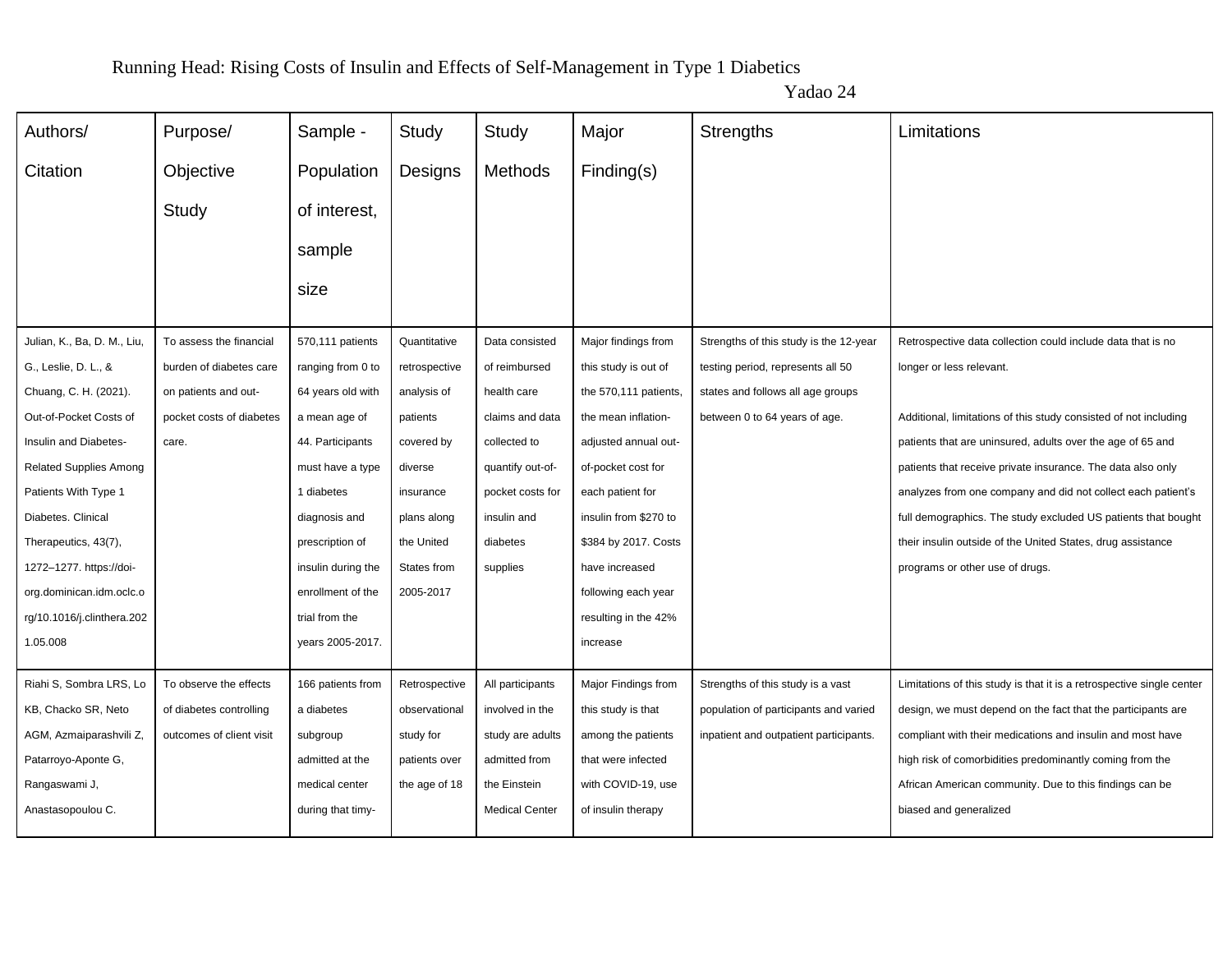| Authors/ Citation | Purpose/ Objective Study | Sample - Population of interest, sample size | Study Designs | Study Methods | Major Finding(s) | Strengths | Limitations |
|---|---|---|---|---|---|---|---|
| Julian, K., Ba, D. M., Liu, G., Leslie, D. L., & Chuang, C. H. (2021). Out-of-Pocket Costs of Insulin and Diabetes-Related Supplies Among Patients With Type 1 Diabetes. Clinical Therapeutics, 43(7), 1272–1277. https://doi-org.dominican.idm.oclc.org/10.1016/j.clinthera.2021.05.008 | To assess the financial burden of diabetes care on patients and out-pocket costs of diabetes care. | 570,111 patients ranging from 0 to 64 years old with a mean age of 44. Participants must have a type 1 diabetes diagnosis and prescription of insulin during the enrollment of the trial from the years 2005-2017. | Quantitative retrospective analysis of patients covered by diverse insurance plans along the United States from 2005-2017 | Data consisted of reimbursed health care claims and data collected to quantify out-of-pocket costs for insulin and diabetes supplies | Major findings from this study is out of the 570,111 patients, the mean inflation-adjusted annual out-of-pocket cost for each patient for insulin from $270 to $384 by 2017. Costs have increased following each year resulting in the 42% increase | Strengths of this study is the 12-year testing period, represents all 50 states and follows all age groups between 0 to 64 years of age. | Retrospective data collection could include data that is no longer or less relevant.<br><br>Additional, limitations of this study consisted of not including patients that are uninsured, adults over the age of 65 and patients that receive private insurance. The data also only analyzes from one company and did not collect each patient's full demographics. The study excluded US patients that bought their insulin outside of the United States, drug assistance programs or other use of drugs. |
| Riahi S, Sombra LRS, Lo KB, Chacko SR, Neto AGM, Azmaiparashvili Z, Patarroyo-Aponte G, Rangaswami J, Anastasopoulou C. | To observe the effects of diabetes controlling outcomes of client visit | 166 patients from a diabetes subgroup admitted at the medical center during that timy- | Retrospective observational study for patients over the age of 18 | All participants involved in the study are adults admitted from the Einstein Medical Center | Major Findings from this study is that among the patients that were infected with COVID-19, use of insulin therapy | Strengths of this study is a vast population of participants and varied inpatient and outpatient participants. | Limitations of this study is that it is a retrospective single center design, we must depend on the fact that the participants are compliant with their medications and insulin and most have high risk of comorbidities predominantly coming from the African American community. Due to this findings can be biased and generalized |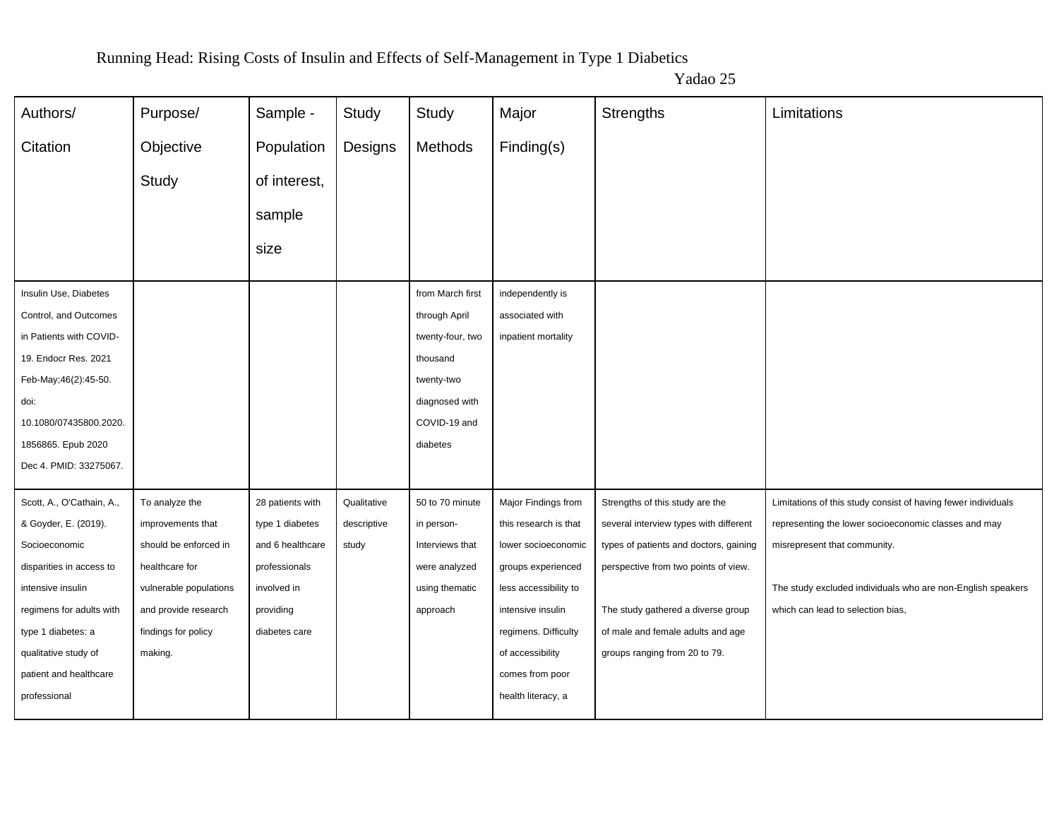| Authors/ Citation | Purpose/ Objective Study | Sample - Population of interest, sample size | Study Designs | Study Methods | Major Finding(s) | Strengths | Limitations |
|---|---|---|---|---|---|---|---|
| Insulin Use, Diabetes Control, and Outcomes in Patients with COVID-19. Endocr Res. 2021 Feb-May;46(2):45-50. doi: 10.1080/07435800.2020.1856865. Epub 2020 Dec 4. PMID: 33275067. | | | | from March first through April twenty-four, two thousand twenty-two diagnosed with COVID-19 and diabetes | independently is associated with inpatient mortality | | |
| Scott, A., O'Cathain, A., & Goyder, E. (2019). Socioeconomic disparities in access to intensive insulin regimens for adults with type 1 diabetes: a qualitative study of patient and healthcare professional | To analyze the improvements that should be enforced in healthcare for vulnerable populations and provide research findings for policy making. | 28 patients with type 1 diabetes and 6 healthcare professionals involved in providing diabetes care | Qualitative descriptive study | 50 to 70 minute in person-Interviews that were analyzed using thematic approach | Major Findings from this research is that lower socioeconomic groups experienced less accessibility to intensive insulin regimens. Difficulty of accessibility comes from poor health literacy, a | Strengths of this study are the several interview types with different types of patients and doctors, gaining perspective from two points of view.<br><br>The study gathered a diverse group of male and female adults and age groups ranging from 20 to 79. | Limitations of this study consist of having fewer individuals representing the lower socioeconomic classes and may misrepresent that community.<br><br>The study excluded individuals who are non-English speakers which can lead to selection bias, |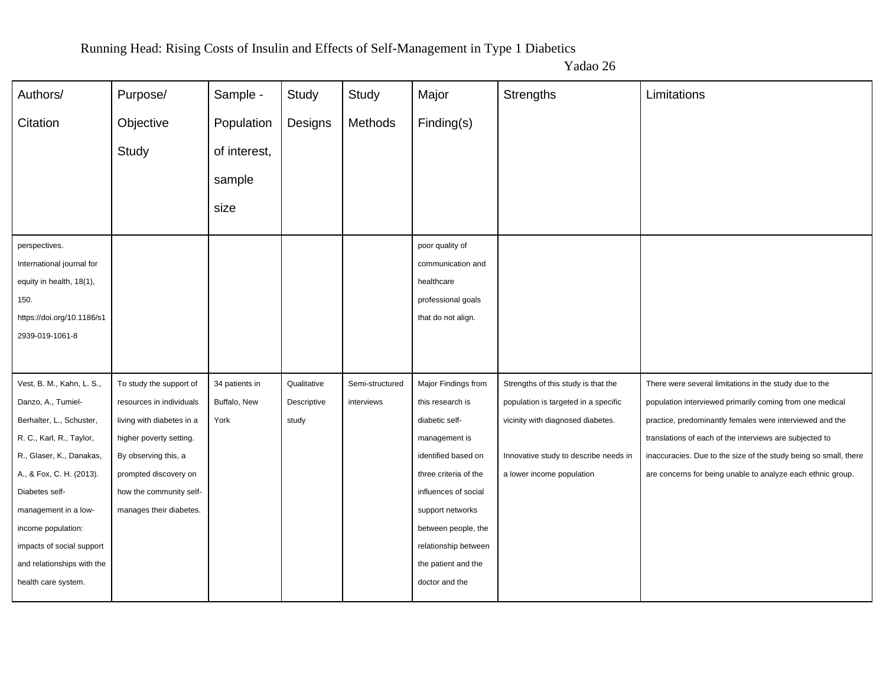| Authors/ Citation | Purpose/ Objective Study | Sample - Population of interest, sample size | Study Designs | Study Methods | Major Finding(s) | Strengths | Limitations |
|---|---|---|---|---|---|---|---|
| perspectives. International journal for equity in health, 18(1), 150. https://doi.org/10.1186/s12939-019-1061-8 | | | | | poor quality of communication and healthcare professional goals that do not align. | | |
| Vest, B. M., Kahn, L. S., Danzo, A., Tumiel-Berhalter, L., Schuster, R. C., Karl, R., Taylor, R., Glaser, K., Danakas, A., & Fox, C. H. (2013). Diabetes self-management in a low-income population: impacts of social support and relationships with the health care system. | To study the support of resources in individuals living with diabetes in a higher poverty setting. By observing this, a prompted discovery on how the community self-manages their diabetes. | 34 patients in Buffalo, New York | Qualitative Descriptive study | Semi-structured interviews | Major Findings from this research is diabetic self-management is identified based on three criteria of the influences of social support networks between people, the relationship between the patient and the doctor and the | Strengths of this study is that the population is targeted in a specific vicinity with diagnosed diabetes.<br><br>Innovative study to describe needs in a lower income population | There were several limitations in the study due to the population interviewed primarily coming from one medical practice, predominantly females were interviewed and the translations of each of the interviews are subjected to inaccuracies. Due to the size of the study being so small, there are concerns for being unable to analyze each ethnic group. |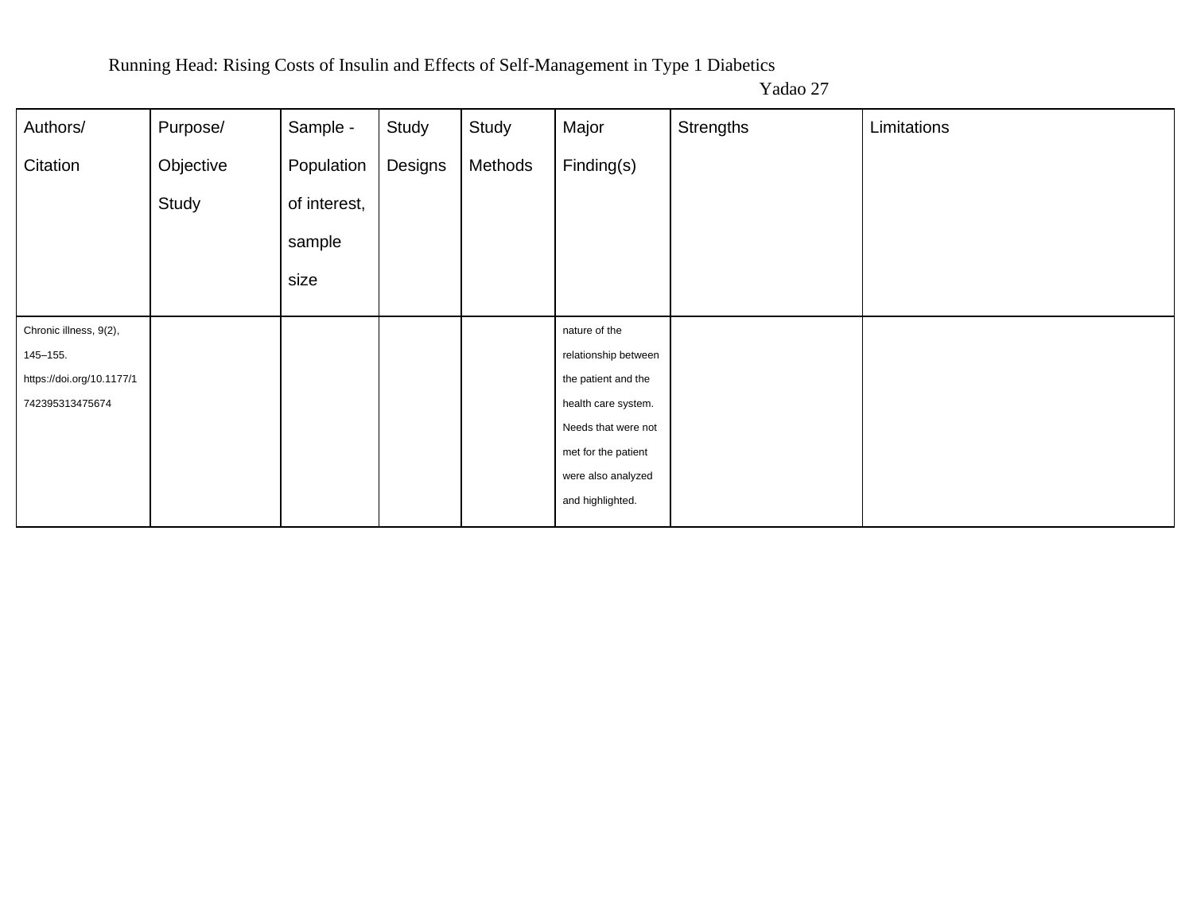| Authors/ Citation | Purpose/ Objective Study | Sample - Population of interest, sample size | Study Designs | Study Methods | Major Finding(s) | Strengths | Limitations |
|---|---|---|---|---|---|---|---|
| Chronic illness, 9(2), 145–155. https://doi.org/10.1177/1742395313475674 | | | | | nature of the relationship between the patient and the health care system. Needs that were not met for the patient were also analyzed and highlighted. | | |